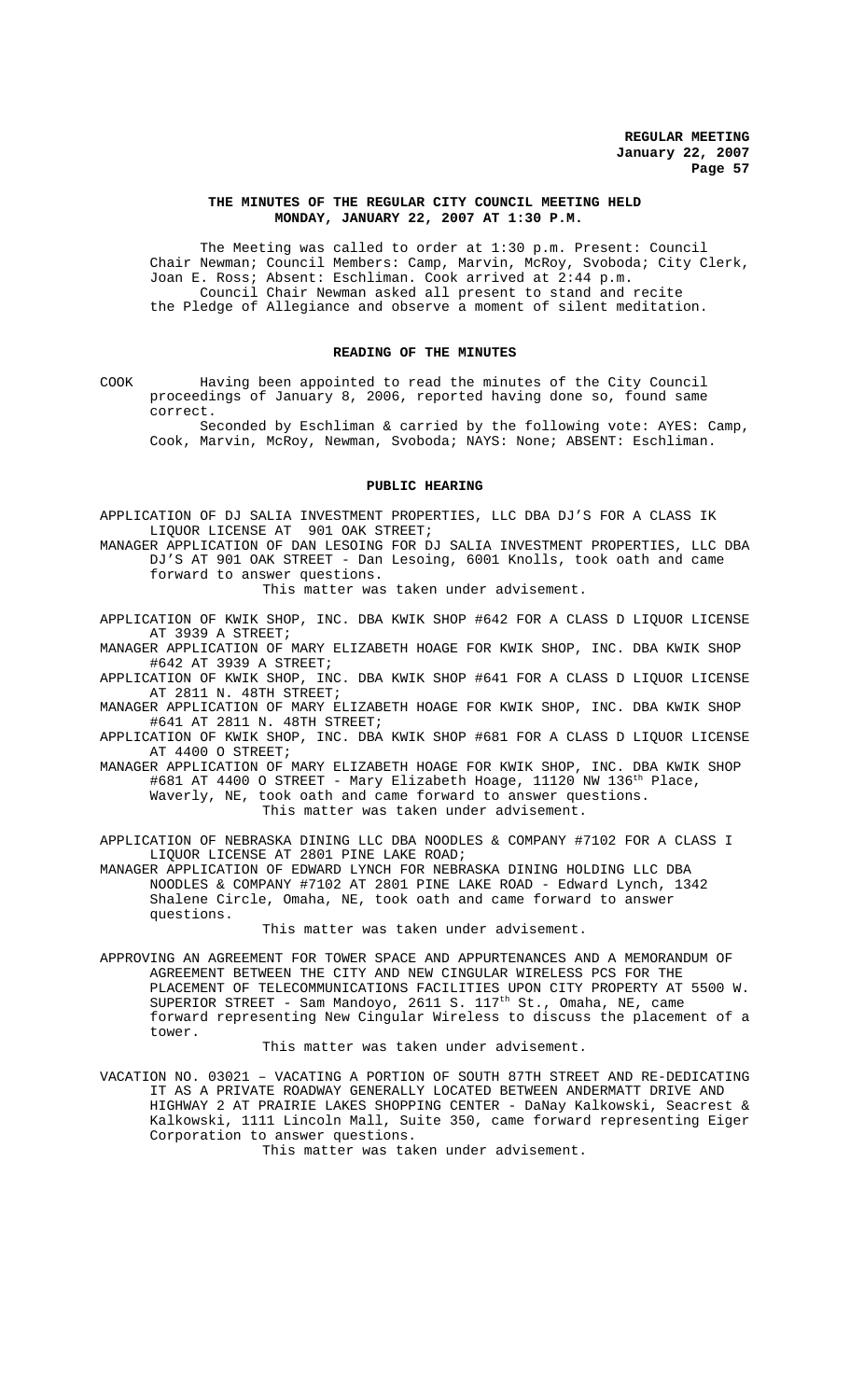**THE MINUTES OF THE REGULAR CITY COUNCIL MEETING HELD MONDAY, JANUARY 22, 2007 AT 1:30 P.M.**

The Meeting was called to order at 1:30 p.m. Present: Council Chair Newman; Council Members: Camp, Marvin, McRoy, Svoboda; City Clerk, Joan E. Ross; Absent: Eschliman. Cook arrived at 2:44 p.m.

Council Chair Newman asked all present to stand and recite the Pledge of Allegiance and observe a moment of silent meditation.

## READING OF THE MINUTES

COOK Having been appointed to read the minutes of the City Council proceedings of January 8, 2006, reported having done so, found same correct.

Seconded by Eschliman & carried by the following vote: AYES: Camp, Cook, Marvin, McRoy, Newman, Svoboda; NAYS: None; ABSENT: Eschliman.

## PUBLIC HEARING

APPLICATION OF DJ SALIA INVESTMENT PROPERTIES, LLC DBA DJ'S FOR A CLASS IK LIQUOR LICENSE AT 901 OAK STREET;

MANAGER APPLICATION OF DAN LESOING FOR DJ SALIA INVESTMENT PROPERTIES, LLC DBA DJ'S AT 901 OAK STREET - Dan Lesoing, 6001 Knolls, took oath and came forward to answer questions.

This matter was taken under advisement.

APPLICATION OF KWIK SHOP, INC. DBA KWIK SHOP #642 FOR A CLASS D LIQUOR LICENSE AT 3939 A STREET;

MANAGER APPLICATION OF MARY ELIZABETH HOAGE FOR KWIK SHOP, INC. DBA KWIK SHOP #642 AT 3939 A STREET;

APPLICATION OF KWIK SHOP, INC. DBA KWIK SHOP #641 FOR A CLASS D LIQUOR LICENSE AT 2811 N. 48TH STREET;

MANAGER APPLICATION OF MARY ELIZABETH HOAGE FOR KWIK SHOP, INC. DBA KWIK SHOP #641 AT 2811 N. 48TH STREET;

APPLICATION OF KWIK SHOP, INC. DBA KWIK SHOP #681 FOR A CLASS D LIQUOR LICENSE AT 4400 O STREET;

MANAGER APPLICATION OF MARY ELIZABETH HOAGE FOR KWIK SHOP, INC. DBA KWIK SHOP #681 AT 4400 O STREET - Mary Elizabeth Hoage, 11120 NW 136th Place, Waverly, NE, took oath and came forward to answer questions.

This matter was taken under advisement.

APPLICATION OF NEBRASKA DINING LLC DBA NOODLES & COMPANY #7102 FOR A CLASS I LIQUOR LICENSE AT 2801 PINE LAKE ROAD;

MANAGER APPLICATION OF EDWARD LYNCH FOR NEBRASKA DINING HOLDING LLC DBA NOODLES & COMPANY #7102 AT 2801 PINE LAKE ROAD - Edward Lynch, 1342 Shalene Circle, Omaha, NE, took oath and came forward to answer questions.

This matter was taken under advisement.

APPROVING AN AGREEMENT FOR TOWER SPACE AND APPURTENANCES AND A MEMORANDUM OF AGREEMENT BETWEEN THE CITY AND NEW CINGULAR WIRELESS PCS FOR THE PLACEMENT OF TELECOMMUNICATIONS FACILITIES UPON CITY PROPERTY AT 5500 W. SUPERIOR STREET - Sam Mandoyo, 2611 S. 117th St., Omaha, NE, came forward representing New Cingular Wireless to discuss the placement of a tower.

This matter was taken under advisement.

VACATION NO. 03021 – VACATING A PORTION OF SOUTH 87TH STREET AND RE-DEDICATING IT AS A PRIVATE ROADWAY GENERALLY LOCATED BETWEEN ANDERMATT DRIVE AND HIGHWAY 2 AT PRAIRIE LAKES SHOPPING CENTER - DaNay Kalkowski, Seacrest & Kalkowski, 1111 Lincoln Mall, Suite 350, came forward representing Eiger Corporation to answer questions.

This matter was taken under advisement.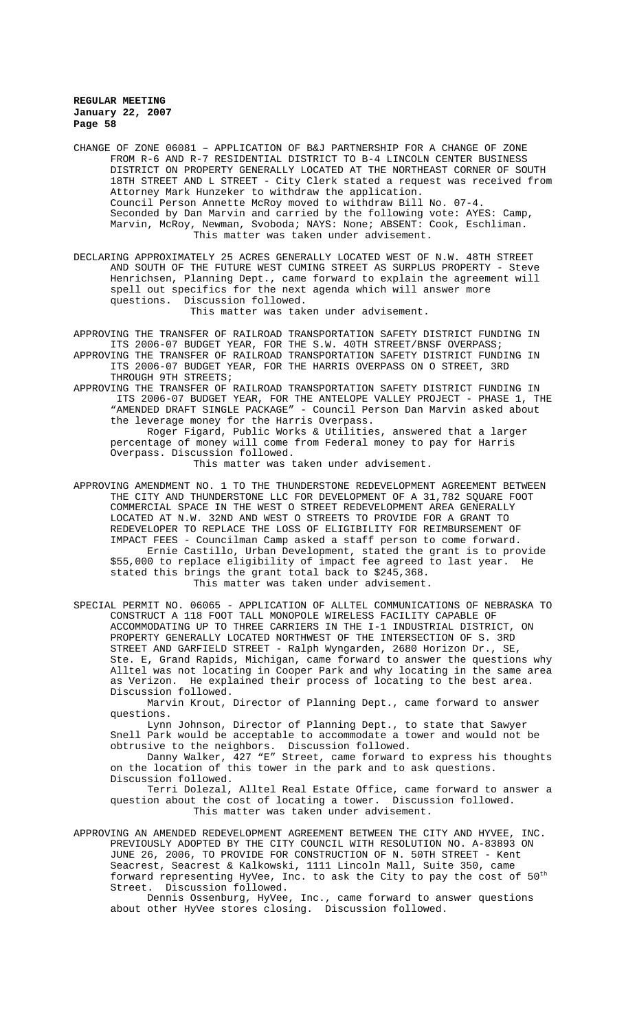CHANGE OF ZONE 06081 – APPLICATION OF B&J PARTNERSHIP FOR A CHANGE OF ZONE FROM R-6 AND R-7 RESIDENTIAL DISTRICT TO B-4 LINCOLN CENTER BUSINESS DISTRICT ON PROPERTY GENERALLY LOCATED AT THE NORTHEAST CORNER OF SOUTH 18TH STREET AND L STREET - City Clerk stated a request was received from Attorney Mark Hunzeker to withdraw the application.

Council Person Annette McRoy moved to withdraw Bill No. 07-4.

Seconded by Dan Marvin and carried by the following vote: AYES: Camp, Marvin, McRoy, Newman, Svoboda; NAYS: None; ABSENT: Cook, Eschliman.

This matter was taken under advisement.

DECLARING APPROXIMATELY 25 ACRES GENERALLY LOCATED WEST OF N.W. 48TH STREET AND SOUTH OF THE FUTURE WEST CUMING STREET AS SURPLUS PROPERTY - Steve Henrichsen, Planning Dept., came forward to explain the agreement will spell out specifics for the next agenda which will answer more questions. Discussion followed.

This matter was taken under advisement.

APPROVING THE TRANSFER OF RAILROAD TRANSPORTATION SAFETY DISTRICT FUNDING IN ITS 2006-07 BUDGET YEAR, FOR THE S.W. 40TH STREET/BNSF OVERPASS;

APPROVING THE TRANSFER OF RAILROAD TRANSPORTATION SAFETY DISTRICT FUNDING IN ITS 2006-07 BUDGET YEAR, FOR THE HARRIS OVERPASS ON O STREET, 3RD THROUGH 9TH STREETS;

APPROVING THE TRANSFER OF RAILROAD TRANSPORTATION SAFETY DISTRICT FUNDING IN ITS 2006-07 BUDGET YEAR, FOR THE ANTELOPE VALLEY PROJECT - PHASE 1, THE "AMENDED DRAFT SINGLE PACKAGE" - Council Person Dan Marvin asked about the leverage money for the Harris Overpass.

Roger Figard, Public Works & Utilities, answered that a larger percentage of money will come from Federal money to pay for Harris Overpass. Discussion followed.

This matter was taken under advisement.

APPROVING AMENDMENT NO. 1 TO THE THUNDERSTONE REDEVELOPMENT AGREEMENT BETWEEN THE CITY AND THUNDERSTONE LLC FOR DEVELOPMENT OF A 31,782 SQUARE FOOT COMMERCIAL SPACE IN THE WEST O STREET REDEVELOPMENT AREA GENERALLY LOCATED AT N.W. 32ND AND WEST O STREETS TO PROVIDE FOR A GRANT TO REDEVELOPER TO REPLACE THE LOSS OF ELIGIBILITY FOR REIMBURSEMENT OF IMPACT FEES - Councilman Camp asked a staff person to come forward.

Ernie Castillo, Urban Development, stated the grant is to provide $55,000 to replace eligibility of impact fee agreed to last year. He stated this brings the grant total back to $245,368.

This matter was taken under advisement.

SPECIAL PERMIT NO. 06065 - APPLICATION OF ALLTEL COMMUNICATIONS OF NEBRASKA TO CONSTRUCT A 118 FOOT TALL MONOPOLE WIRELESS FACILITY CAPABLE OF ACCOMMODATING UP TO THREE CARRIERS IN THE I-1 INDUSTRIAL DISTRICT, ON PROPERTY GENERALLY LOCATED NORTHWEST OF THE INTERSECTION OF S. 3RD STREET AND GARFIELD STREET - Ralph Wyngarden, 2680 Horizon Dr., SE, Ste. E, Grand Rapids, Michigan, came forward to answer the questions why Alltel was not locating in Cooper Park and why locating in the same area as Verizon. He explained their process of locating to the best area. Discussion followed.

Marvin Krout, Director of Planning Dept., came forward to answer questions.

Lynn Johnson, Director of Planning Dept., to state that Sawyer Snell Park would be acceptable to accommodate a tower and would not be obtrusive to the neighbors. Discussion followed.

Danny Walker, 427 "E" Street, came forward to express his thoughts on the location of this tower in the park and to ask questions. Discussion followed.

Terri Dolezal, Alltel Real Estate Office, came forward to answer a question about the cost of locating a tower. Discussion followed.

This matter was taken under advisement.

APPROVING AN AMENDED REDEVELOPMENT AGREEMENT BETWEEN THE CITY AND HYVEE, INC. PREVIOUSLY ADOPTED BY THE CITY COUNCIL WITH RESOLUTION NO. A-83893 ON JUNE 26, 2006, TO PROVIDE FOR CONSTRUCTION OF N. 50TH STREET - Kent Seacrest, Seacrest & Kalkowski, 1111 Lincoln Mall, Suite 350, came forward representing HyVee, Inc. to ask the City to pay the cost of 50th Street. Discussion followed.

Dennis Ossenburg, HyVee, Inc., came forward to answer questions about other HyVee stores closing. Discussion followed.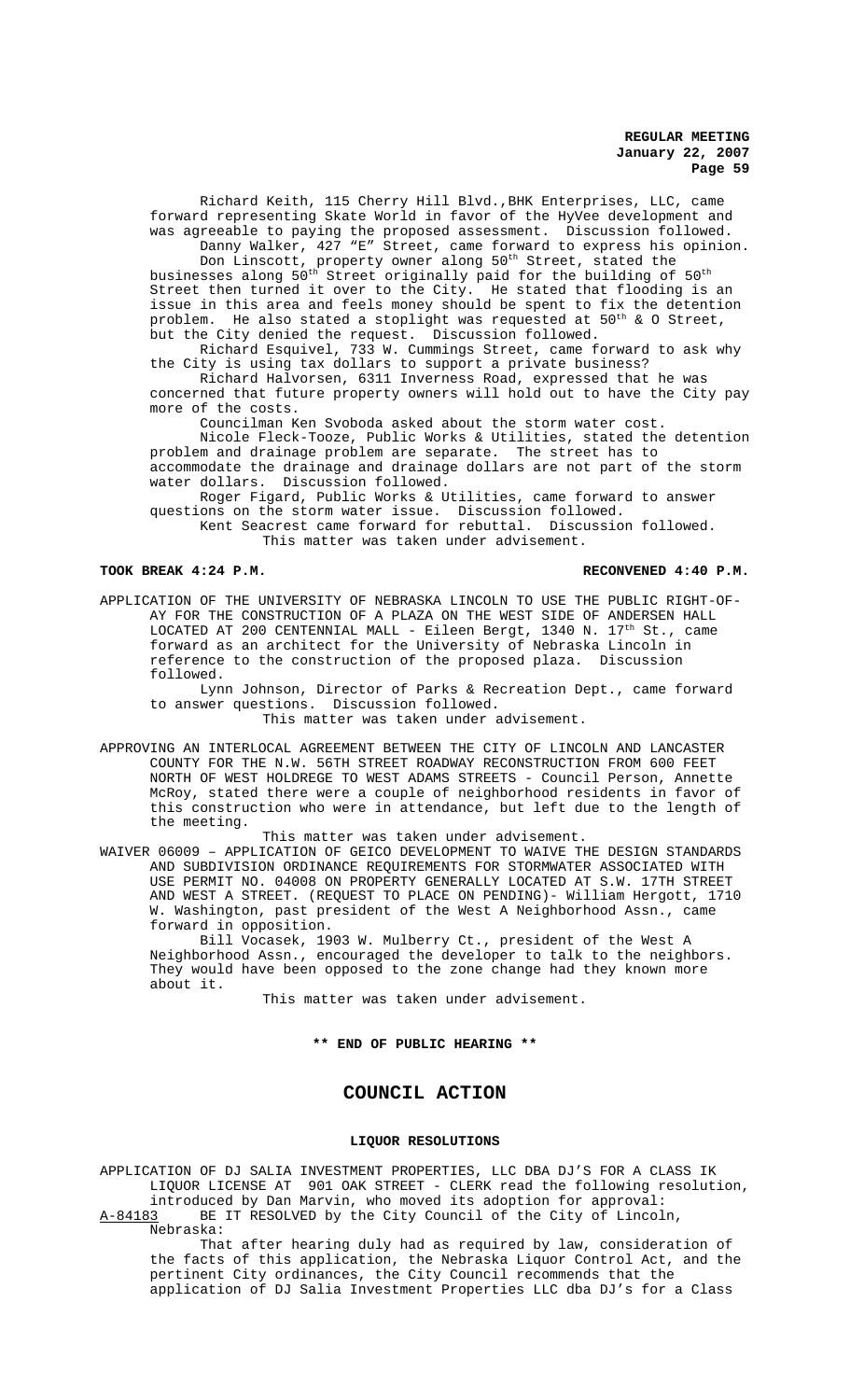Richard Keith, 115 Cherry Hill Blvd.,BHK Enterprises, LLC, came forward representing Skate World in favor of the HyVee development and was agreeable to paying the proposed assessment. Discussion followed.

Danny Walker, 427 "E" Street, came forward to express his opinion.

Don Linscott, property owner along 50th Street, stated the businesses along 50th Street originally paid for the building of 50th Street then turned it over to the City. He stated that flooding is an issue in this area and feels money should be spent to fix the detention problem. He also stated a stoplight was requested at 50th & O Street, but the City denied the request. Discussion followed.

Richard Esquivel, 733 W. Cummings Street, came forward to ask why the City is using tax dollars to support a private business?

Richard Halvorsen, 6311 Inverness Road, expressed that he was concerned that future property owners will hold out to have the City pay more of the costs.

Councilman Ken Svoboda asked about the storm water cost.

Nicole Fleck-Tooze, Public Works & Utilities, stated the detention problem and drainage problem are separate. The street has to accommodate the drainage and drainage dollars are not part of the storm water dollars. Discussion followed.

Roger Figard, Public Works & Utilities, came forward to answer questions on the storm water issue. Discussion followed.

Kent Seacrest came forward for rebuttal. Discussion followed.

This matter was taken under advisement.

**TOOK BREAK 4:24 P.M.** **RECONVENED 4:40 P.M.**

APPLICATION OF THE UNIVERSITY OF NEBRASKA LINCOLN TO USE THE PUBLIC RIGHT-OF-AY FOR THE CONSTRUCTION OF A PLAZA ON THE WEST SIDE OF ANDERSEN HALL LOCATED AT 200 CENTENNIAL MALL - Eileen Bergt, 1340 N. 17th St., came forward as an architect for the University of Nebraska Lincoln in reference to the construction of the proposed plaza. Discussion followed.

Lynn Johnson, Director of Parks & Recreation Dept., came forward to answer questions. Discussion followed.

This matter was taken under advisement.

APPROVING AN INTERLOCAL AGREEMENT BETWEEN THE CITY OF LINCOLN AND LANCASTER COUNTY FOR THE N.W. 56TH STREET ROADWAY RECONSTRUCTION FROM 600 FEET NORTH OF WEST HOLDREGE TO WEST ADAMS STREETS - Council Person, Annette McRoy, stated there were a couple of neighborhood residents in favor of this construction who were in attendance, but left due to the length of the meeting.

This matter was taken under advisement.

WAIVER 06009 – APPLICATION OF GEICO DEVELOPMENT TO WAIVE THE DESIGN STANDARDS AND SUBDIVISION ORDINANCE REQUIREMENTS FOR STORMWATER ASSOCIATED WITH USE PERMIT NO. 04008 ON PROPERTY GENERALLY LOCATED AT S.W. 17TH STREET AND WEST A STREET. (REQUEST TO PLACE ON PENDING)- William Hergott, 1710 W. Washington, past president of the West A Neighborhood Assn., came forward in opposition.

Bill Vocasek, 1903 W. Mulberry Ct., president of the West A Neighborhood Assn., encouraged the developer to talk to the neighbors. They would have been opposed to the zone change had they known more about it.

This matter was taken under advisement.

**\*\* END OF PUBLIC HEARING \*\***

## COUNCIL ACTION

### LIQUOR RESOLUTIONS

APPLICATION OF DJ SALIA INVESTMENT PROPERTIES, LLC DBA DJ'S FOR A CLASS IK LIQUOR LICENSE AT 901 OAK STREET - CLERK read the following resolution, introduced by Dan Marvin, who moved its adoption for approval:

A-84183 BE IT RESOLVED by the City Council of the City of Lincoln, Nebraska:

That after hearing duly had as required by law, consideration of the facts of this application, the Nebraska Liquor Control Act, and the pertinent City ordinances, the City Council recommends that the application of DJ Salia Investment Properties LLC dba DJ's for a Class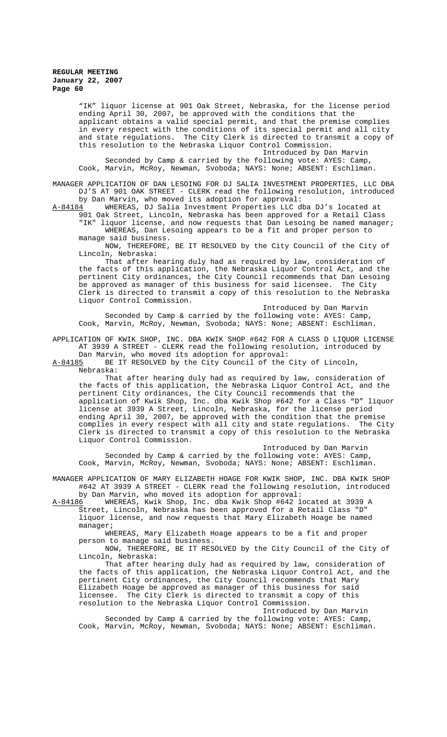"IK" liquor license at 901 Oak Street, Nebraska, for the license period ending April 30, 2007, be approved with the conditions that the applicant obtains a valid special permit, and that the premise complies in every respect with the conditions of its special permit and all city and state regulations. The City Clerk is directed to transmit a copy of this resolution to the Nebraska Liquor Control Commission.

Introduced by Dan Marvin

Seconded by Camp & carried by the following vote: AYES: Camp, Cook, Marvin, McRoy, Newman, Svoboda; NAYS: None; ABSENT: Eschliman.

MANAGER APPLICATION OF DAN LESOING FOR DJ SALIA INVESTMENT PROPERTIES, LLC DBA DJ'S AT 901 OAK STREET - CLERK read the following resolution, introduced by Dan Marvin, who moved its adoption for approval:

A-84184 WHEREAS, DJ Salia Investment Properties LLC dba DJ's located at 901 Oak Street, Lincoln, Nebraska has been approved for a Retail Class "IK" liquor license, and now requests that Dan Lesoing be named manager;

WHEREAS, Dan Lesoing appears to be a fit and proper person to manage said business.

NOW, THEREFORE, BE IT RESOLVED by the City Council of the City of Lincoln, Nebraska:

That after hearing duly had as required by law, consideration of the facts of this application, the Nebraska Liquor Control Act, and the pertinent City ordinances, the City Council recommends that Dan Lesoing be approved as manager of this business for said licensee. The City Clerk is directed to transmit a copy of this resolution to the Nebraska Liquor Control Commission.

Introduced by Dan Marvin

Seconded by Camp & carried by the following vote: AYES: Camp, Cook, Marvin, McRoy, Newman, Svoboda; NAYS: None; ABSENT: Eschliman.

APPLICATION OF KWIK SHOP, INC. DBA KWIK SHOP #642 FOR A CLASS D LIQUOR LICENSE AT 3939 A STREET - CLERK read the following resolution, introduced by Dan Marvin, who moved its adoption for approval:

A-84185 BE IT RESOLVED by the City Council of the City of Lincoln, Nebraska:

That after hearing duly had as required by law, consideration of the facts of this application, the Nebraska Liquor Control Act, and the pertinent City ordinances, the City Council recommends that the application of Kwik Shop, Inc. dba Kwik Shop #642 for a Class "D" liquor license at 3939 A Street, Lincoln, Nebraska, for the license period ending April 30, 2007, be approved with the condition that the premise complies in every respect with all city and state regulations. The City Clerk is directed to transmit a copy of this resolution to the Nebraska Liquor Control Commission.

Introduced by Dan Marvin

Seconded by Camp & carried by the following vote: AYES: Camp, Cook, Marvin, McRoy, Newman, Svoboda; NAYS: None; ABSENT: Eschliman.

MANAGER APPLICATION OF MARY ELIZABETH HOAGE FOR KWIK SHOP, INC. DBA KWIK SHOP #642 AT 3939 A STREET - CLERK read the following resolution, introduced by Dan Marvin, who moved its adoption for approval:

A-84186 WHEREAS, Kwik Shop, Inc. dba Kwik Shop #642 located at 3939 A Street, Lincoln, Nebraska has been approved for a Retail Class "D" liquor license, and now requests that Mary Elizabeth Hoage be named manager;

WHEREAS, Mary Elizabeth Hoage appears to be a fit and proper person to manage said business.

NOW, THEREFORE, BE IT RESOLVED by the City Council of the City of Lincoln, Nebraska:

That after hearing duly had as required by law, consideration of the facts of this application, the Nebraska Liquor Control Act, and the pertinent City ordinances, the City Council recommends that Mary Elizabeth Hoage be approved as manager of this business for said licensee. The City Clerk is directed to transmit a copy of this resolution to the Nebraska Liquor Control Commission.

Introduced by Dan Marvin

Seconded by Camp & carried by the following vote: AYES: Camp, Cook, Marvin, McRoy, Newman, Svoboda; NAYS: None; ABSENT: Eschliman.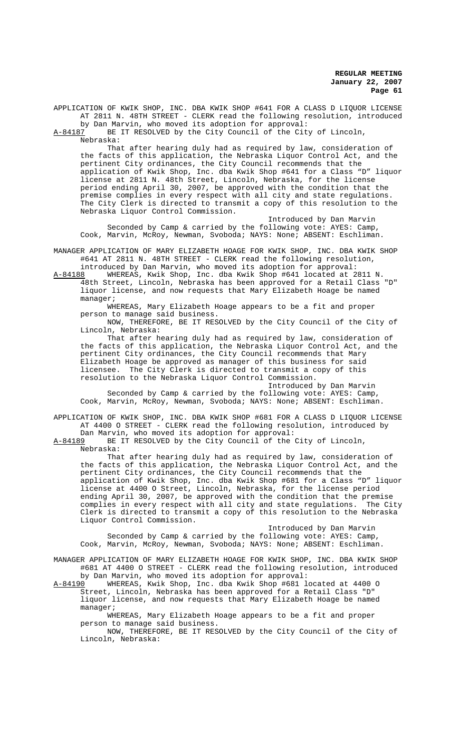APPLICATION OF KWIK SHOP, INC. DBA KWIK SHOP #641 FOR A CLASS D LIQUOR LICENSE AT 2811 N. 48TH STREET - CLERK read the following resolution, introduced by Dan Marvin, who moved its adoption for approval:

A-84187 BE IT RESOLVED by the City Council of the City of Lincoln, Nebraska:

That after hearing duly had as required by law, consideration of the facts of this application, the Nebraska Liquor Control Act, and the pertinent City ordinances, the City Council recommends that the application of Kwik Shop, Inc. dba Kwik Shop #641 for a Class "D" liquor license at 2811 N. 48th Street, Lincoln, Nebraska, for the license period ending April 30, 2007, be approved with the condition that the premise complies in every respect with all city and state regulations. The City Clerk is directed to transmit a copy of this resolution to the Nebraska Liquor Control Commission.

Introduced by Dan Marvin

Seconded by Camp & carried by the following vote: AYES: Camp, Cook, Marvin, McRoy, Newman, Svoboda; NAYS: None; ABSENT: Eschliman.

MANAGER APPLICATION OF MARY ELIZABETH HOAGE FOR KWIK SHOP, INC. DBA KWIK SHOP #641 AT 2811 N. 48TH STREET - CLERK read the following resolution, introduced by Dan Marvin, who moved its adoption for approval:

A-84188 WHEREAS, Kwik Shop, Inc. dba Kwik Shop #641 located at 2811 N. 48th Street, Lincoln, Nebraska has been approved for a Retail Class "D" liquor license, and now requests that Mary Elizabeth Hoage be named manager;

WHEREAS, Mary Elizabeth Hoage appears to be a fit and proper person to manage said business.

NOW, THEREFORE, BE IT RESOLVED by the City Council of the City of Lincoln, Nebraska:

That after hearing duly had as required by law, consideration of the facts of this application, the Nebraska Liquor Control Act, and the pertinent City ordinances, the City Council recommends that Mary Elizabeth Hoage be approved as manager of this business for said licensee. The City Clerk is directed to transmit a copy of this resolution to the Nebraska Liquor Control Commission.

Introduced by Dan Marvin

Seconded by Camp & carried by the following vote: AYES: Camp, Cook, Marvin, McRoy, Newman, Svoboda; NAYS: None; ABSENT: Eschliman.

APPLICATION OF KWIK SHOP, INC. DBA KWIK SHOP #681 FOR A CLASS D LIQUOR LICENSE AT 4400 O STREET - CLERK read the following resolution, introduced by Dan Marvin, who moved its adoption for approval:

A-84189 BE IT RESOLVED by the City Council of the City of Lincoln, Nebraska:

That after hearing duly had as required by law, consideration of the facts of this application, the Nebraska Liquor Control Act, and the pertinent City ordinances, the City Council recommends that the application of Kwik Shop, Inc. dba Kwik Shop #681 for a Class "D" liquor license at 4400 O Street, Lincoln, Nebraska, for the license period ending April 30, 2007, be approved with the condition that the premise complies in every respect with all city and state regulations. The City Clerk is directed to transmit a copy of this resolution to the Nebraska Liquor Control Commission.

Introduced by Dan Marvin

Seconded by Camp & carried by the following vote: AYES: Camp, Cook, Marvin, McRoy, Newman, Svoboda; NAYS: None; ABSENT: Eschliman.

MANAGER APPLICATION OF MARY ELIZABETH HOAGE FOR KWIK SHOP, INC. DBA KWIK SHOP #681 AT 4400 O STREET - CLERK read the following resolution, introduced by Dan Marvin, who moved its adoption for approval:

A-84190 WHEREAS, Kwik Shop, Inc. dba Kwik Shop #681 located at 4400 O Street, Lincoln, Nebraska has been approved for a Retail Class "D" liquor license, and now requests that Mary Elizabeth Hoage be named manager;

WHEREAS, Mary Elizabeth Hoage appears to be a fit and proper person to manage said business.

NOW, THEREFORE, BE IT RESOLVED by the City Council of the City of Lincoln, Nebraska: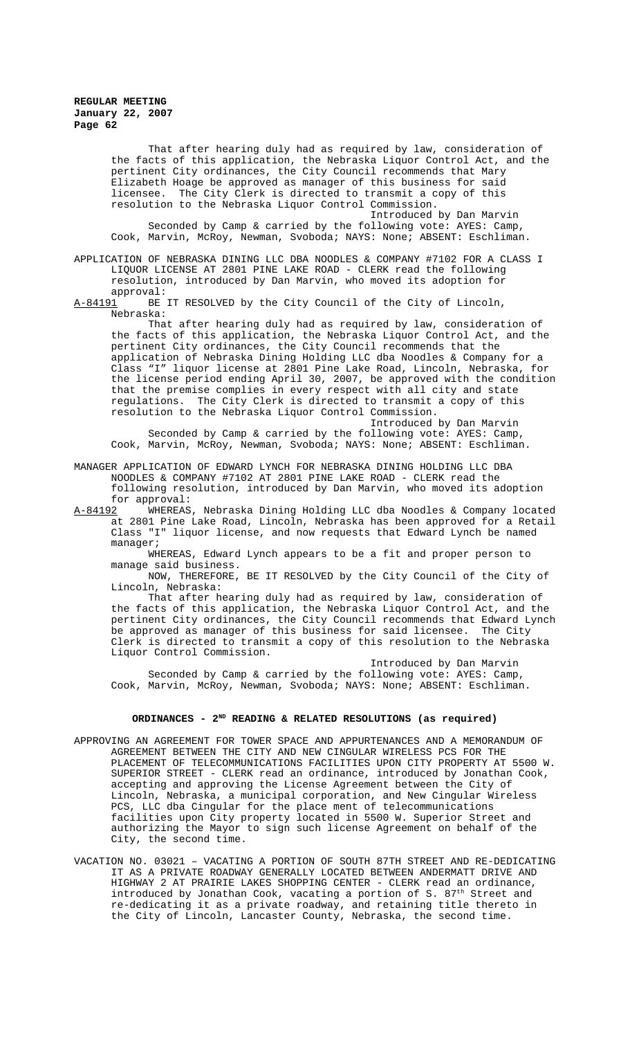That after hearing duly had as required by law, consideration of the facts of this application, the Nebraska Liquor Control Act, and the pertinent City ordinances, the City Council recommends that Mary Elizabeth Hoage be approved as manager of this business for said licensee. The City Clerk is directed to transmit a copy of this resolution to the Nebraska Liquor Control Commission.

Introduced by Dan Marvin

Seconded by Camp & carried by the following vote: AYES: Camp, Cook, Marvin, McRoy, Newman, Svoboda; NAYS: None; ABSENT: Eschliman.

APPLICATION OF NEBRASKA DINING LLC DBA NOODLES & COMPANY #7102 FOR A CLASS I LIQUOR LICENSE AT 2801 PINE LAKE ROAD - CLERK read the following resolution, introduced by Dan Marvin, who moved its adoption for approval:

A-84191 BE IT RESOLVED by the City Council of the City of Lincoln, Nebraska:

That after hearing duly had as required by law, consideration of the facts of this application, the Nebraska Liquor Control Act, and the pertinent City ordinances, the City Council recommends that the application of Nebraska Dining Holding LLC dba Noodles & Company for a Class "I" liquor license at 2801 Pine Lake Road, Lincoln, Nebraska, for the license period ending April 30, 2007, be approved with the condition that the premise complies in every respect with all city and state regulations. The City Clerk is directed to transmit a copy of this resolution to the Nebraska Liquor Control Commission.

Introduced by Dan Marvin

Seconded by Camp & carried by the following vote: AYES: Camp, Cook, Marvin, McRoy, Newman, Svoboda; NAYS: None; ABSENT: Eschliman.

MANAGER APPLICATION OF EDWARD LYNCH FOR NEBRASKA DINING HOLDING LLC DBA NOODLES & COMPANY #7102 AT 2801 PINE LAKE ROAD - CLERK read the following resolution, introduced by Dan Marvin, who moved its adoption for approval:

A-84192 WHEREAS, Nebraska Dining Holding LLC dba Noodles & Company located at 2801 Pine Lake Road, Lincoln, Nebraska has been approved for a Retail Class "I" liquor license, and now requests that Edward Lynch be named manager;

WHEREAS, Edward Lynch appears to be a fit and proper person to manage said business.

NOW, THEREFORE, BE IT RESOLVED by the City Council of the City of Lincoln, Nebraska:

That after hearing duly had as required by law, consideration of the facts of this application, the Nebraska Liquor Control Act, and the pertinent City ordinances, the City Council recommends that Edward Lynch be approved as manager of this business for said licensee. The City Clerk is directed to transmit a copy of this resolution to the Nebraska Liquor Control Commission.

Introduced by Dan Marvin

Seconded by Camp & carried by the following vote: AYES: Camp, Cook, Marvin, McRoy, Newman, Svoboda; NAYS: None; ABSENT: Eschliman.

## ORDINANCES - 2ND READING & RELATED RESOLUTIONS (as required)

APPROVING AN AGREEMENT FOR TOWER SPACE AND APPURTENANCES AND A MEMORANDUM OF AGREEMENT BETWEEN THE CITY AND NEW CINGULAR WIRELESS PCS FOR THE PLACEMENT OF TELECOMMUNICATIONS FACILITIES UPON CITY PROPERTY AT 5500 W. SUPERIOR STREET - CLERK read an ordinance, introduced by Jonathan Cook, accepting and approving the License Agreement between the City of Lincoln, Nebraska, a municipal corporation, and New Cingular Wireless PCS, LLC dba Cingular for the place ment of telecommunications facilities upon City property located in 5500 W. Superior Street and authorizing the Mayor to sign such license Agreement on behalf of the City, the second time.

VACATION NO. 03021 – VACATING A PORTION OF SOUTH 87TH STREET AND RE-DEDICATING IT AS A PRIVATE ROADWAY GENERALLY LOCATED BETWEEN ANDERMATT DRIVE AND HIGHWAY 2 AT PRAIRIE LAKES SHOPPING CENTER - CLERK read an ordinance, introduced by Jonathan Cook, vacating a portion of S. 87th Street and re-dedicating it as a private roadway, and retaining title thereto in the City of Lincoln, Lancaster County, Nebraska, the second time.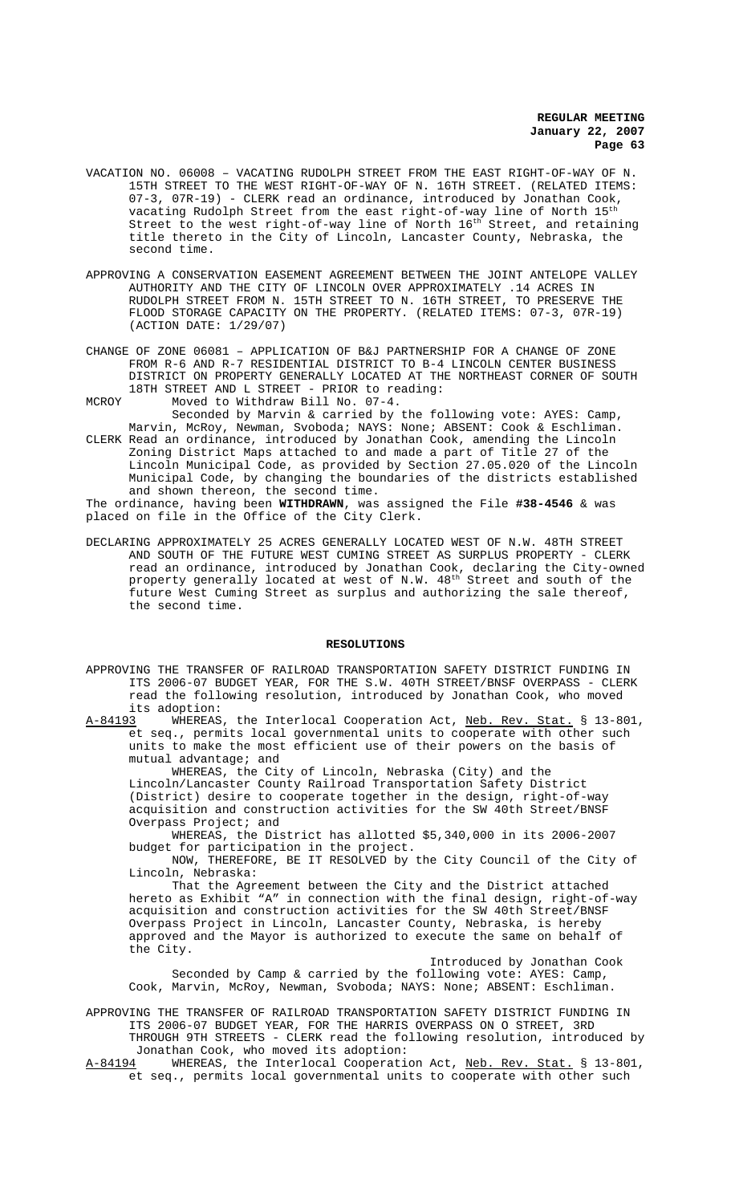VACATION NO. 06008 – VACATING RUDOLPH STREET FROM THE EAST RIGHT-OF-WAY OF N. 15TH STREET TO THE WEST RIGHT-OF-WAY OF N. 16TH STREET. (RELATED ITEMS: 07-3, 07R-19) - CLERK read an ordinance, introduced by Jonathan Cook, vacating Rudolph Street from the east right-of-way line of North 15th Street to the west right-of-way line of North 16th Street, and retaining title thereto in the City of Lincoln, Lancaster County, Nebraska, the second time.

APPROVING A CONSERVATION EASEMENT AGREEMENT BETWEEN THE JOINT ANTELOPE VALLEY AUTHORITY AND THE CITY OF LINCOLN OVER APPROXIMATELY .14 ACRES IN RUDOLPH STREET FROM N. 15TH STREET TO N. 16TH STREET, TO PRESERVE THE FLOOD STORAGE CAPACITY ON THE PROPERTY. (RELATED ITEMS: 07-3, 07R-19) (ACTION DATE: 1/29/07)

CHANGE OF ZONE 06081 – APPLICATION OF B&J PARTNERSHIP FOR A CHANGE OF ZONE FROM R-6 AND R-7 RESIDENTIAL DISTRICT TO B-4 LINCOLN CENTER BUSINESS DISTRICT ON PROPERTY GENERALLY LOCATED AT THE NORTHEAST CORNER OF SOUTH 18TH STREET AND L STREET - PRIOR to reading:

MCROY Moved to Withdraw Bill No. 07-4.
Seconded by Marvin & carried by the following vote: AYES: Camp, Marvin, McRoy, Newman, Svoboda; NAYS: None; ABSENT: Cook & Eschliman.

CLERK Read an ordinance, introduced by Jonathan Cook, amending the Lincoln Zoning District Maps attached to and made a part of Title 27 of the Lincoln Municipal Code, as provided by Section 27.05.020 of the Lincoln Municipal Code, by changing the boundaries of the districts established and shown thereon, the second time.

The ordinance, having been **WITHDRAWN**, was assigned the File **#38-4546** & was placed on file in the Office of the City Clerk.

DECLARING APPROXIMATELY 25 ACRES GENERALLY LOCATED WEST OF N.W. 48TH STREET AND SOUTH OF THE FUTURE WEST CUMING STREET AS SURPLUS PROPERTY - CLERK read an ordinance, introduced by Jonathan Cook, declaring the City-owned property generally located at west of N.W. 48th Street and south of the future West Cuming Street as surplus and authorizing the sale thereof, the second time.

## RESOLUTIONS

APPROVING THE TRANSFER OF RAILROAD TRANSPORTATION SAFETY DISTRICT FUNDING IN ITS 2006-07 BUDGET YEAR, FOR THE S.W. 40TH STREET/BNSF OVERPASS - CLERK read the following resolution, introduced by Jonathan Cook, who moved its adoption:

A-84193 WHEREAS, the Interlocal Cooperation Act, Neb. Rev. Stat. § 13-801, et seq., permits local governmental units to cooperate with other such units to make the most efficient use of their powers on the basis of mutual advantage; and

WHEREAS, the City of Lincoln, Nebraska (City) and the Lincoln/Lancaster County Railroad Transportation Safety District (District) desire to cooperate together in the design, right-of-way acquisition and construction activities for the SW 40th Street/BNSF Overpass Project; and

WHEREAS, the District has allotted $5,340,000 in its 2006-2007 budget for participation in the project.

NOW, THEREFORE, BE IT RESOLVED by the City Council of the City of Lincoln, Nebraska:

That the Agreement between the City and the District attached hereto as Exhibit "A" in connection with the final design, right-of-way acquisition and construction activities for the SW 40th Street/BNSF Overpass Project in Lincoln, Lancaster County, Nebraska, is hereby approved and the Mayor is authorized to execute the same on behalf of the City.

Introduced by Jonathan Cook

Seconded by Camp & carried by the following vote: AYES: Camp, Cook, Marvin, McRoy, Newman, Svoboda; NAYS: None; ABSENT: Eschliman.

APPROVING THE TRANSFER OF RAILROAD TRANSPORTATION SAFETY DISTRICT FUNDING IN ITS 2006-07 BUDGET YEAR, FOR THE HARRIS OVERPASS ON O STREET, 3RD THROUGH 9TH STREETS - CLERK read the following resolution, introduced by Jonathan Cook, who moved its adoption:

A-84194 WHEREAS, the Interlocal Cooperation Act, Neb. Rev. Stat. § 13-801, et seq., permits local governmental units to cooperate with other such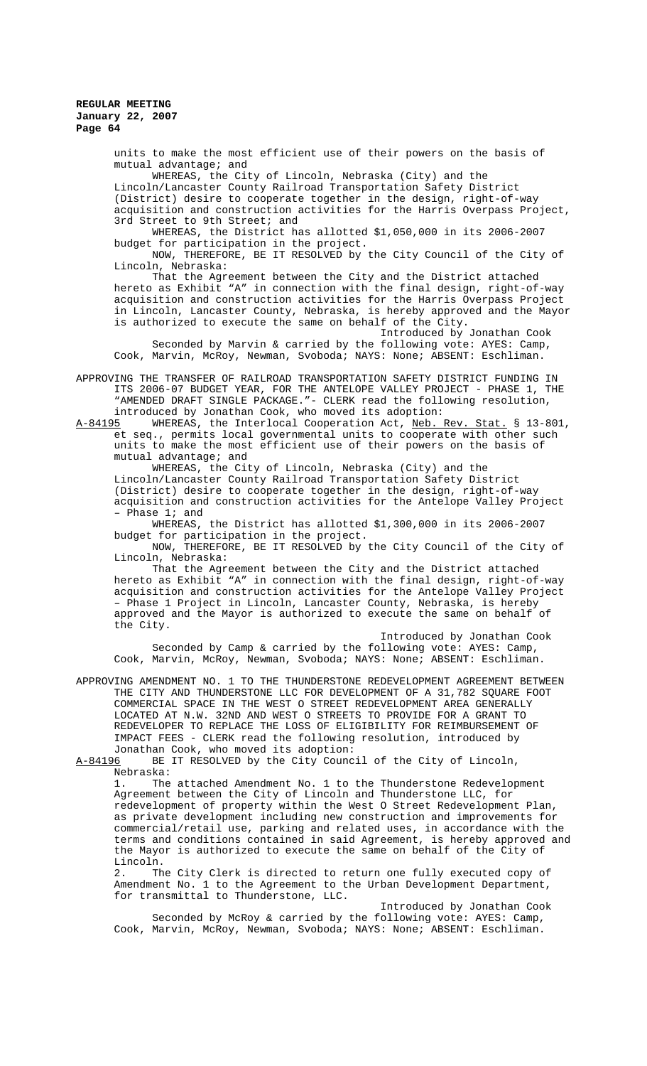units to make the most efficient use of their powers on the basis of mutual advantage; and

WHEREAS, the City of Lincoln, Nebraska (City) and the Lincoln/Lancaster County Railroad Transportation Safety District (District) desire to cooperate together in the design, right-of-way acquisition and construction activities for the Harris Overpass Project, 3rd Street to 9th Street; and

WHEREAS, the District has allotted $1,050,000 in its 2006-2007 budget for participation in the project.

NOW, THEREFORE, BE IT RESOLVED by the City Council of the City of Lincoln, Nebraska:

That the Agreement between the City and the District attached hereto as Exhibit "A" in connection with the final design, right-of-way acquisition and construction activities for the Harris Overpass Project in Lincoln, Lancaster County, Nebraska, is hereby approved and the Mayor is authorized to execute the same on behalf of the City.

Introduced by Jonathan Cook

Seconded by Marvin & carried by the following vote: AYES: Camp, Cook, Marvin, McRoy, Newman, Svoboda; NAYS: None; ABSENT: Eschliman.

APPROVING THE TRANSFER OF RAILROAD TRANSPORTATION SAFETY DISTRICT FUNDING IN ITS 2006-07 BUDGET YEAR, FOR THE ANTELOPE VALLEY PROJECT - PHASE 1, THE "AMENDED DRAFT SINGLE PACKAGE."- CLERK read the following resolution, introduced by Jonathan Cook, who moved its adoption:

A-84195 WHEREAS, the Interlocal Cooperation Act, Neb. Rev. Stat. § 13-801, et seq., permits local governmental units to cooperate with other such units to make the most efficient use of their powers on the basis of mutual advantage; and

WHEREAS, the City of Lincoln, Nebraska (City) and the Lincoln/Lancaster County Railroad Transportation Safety District (District) desire to cooperate together in the design, right-of-way acquisition and construction activities for the Antelope Valley Project – Phase 1; and

WHEREAS, the District has allotted $1,300,000 in its 2006-2007 budget for participation in the project.

NOW, THEREFORE, BE IT RESOLVED by the City Council of the City of Lincoln, Nebraska:

That the Agreement between the City and the District attached hereto as Exhibit "A" in connection with the final design, right-of-way acquisition and construction activities for the Antelope Valley Project – Phase 1 Project in Lincoln, Lancaster County, Nebraska, is hereby approved and the Mayor is authorized to execute the same on behalf of the City.

Introduced by Jonathan Cook

Seconded by Camp & carried by the following vote: AYES: Camp, Cook, Marvin, McRoy, Newman, Svoboda; NAYS: None; ABSENT: Eschliman.

APPROVING AMENDMENT NO. 1 TO THE THUNDERSTONE REDEVELOPMENT AGREEMENT BETWEEN THE CITY AND THUNDERSTONE LLC FOR DEVELOPMENT OF A 31,782 SQUARE FOOT COMMERCIAL SPACE IN THE WEST O STREET REDEVELOPMENT AREA GENERALLY LOCATED AT N.W. 32ND AND WEST O STREETS TO PROVIDE FOR A GRANT TO REDEVELOPER TO REPLACE THE LOSS OF ELIGIBILITY FOR REIMBURSEMENT OF IMPACT FEES - CLERK read the following resolution, introduced by Jonathan Cook, who moved its adoption:

A-84196 BE IT RESOLVED by the City Council of the City of Lincoln, Nebraska:

1. The attached Amendment No. 1 to the Thunderstone Redevelopment Agreement between the City of Lincoln and Thunderstone LLC, for redevelopment of property within the West O Street Redevelopment Plan, as private development including new construction and improvements for commercial/retail use, parking and related uses, in accordance with the terms and conditions contained in said Agreement, is hereby approved and the Mayor is authorized to execute the same on behalf of the City of Lincoln.

2. The City Clerk is directed to return one fully executed copy of Amendment No. 1 to the Agreement to the Urban Development Department, for transmittal to Thunderstone, LLC.

Introduced by Jonathan Cook

Seconded by McRoy & carried by the following vote: AYES: Camp, Cook, Marvin, McRoy, Newman, Svoboda; NAYS: None; ABSENT: Eschliman.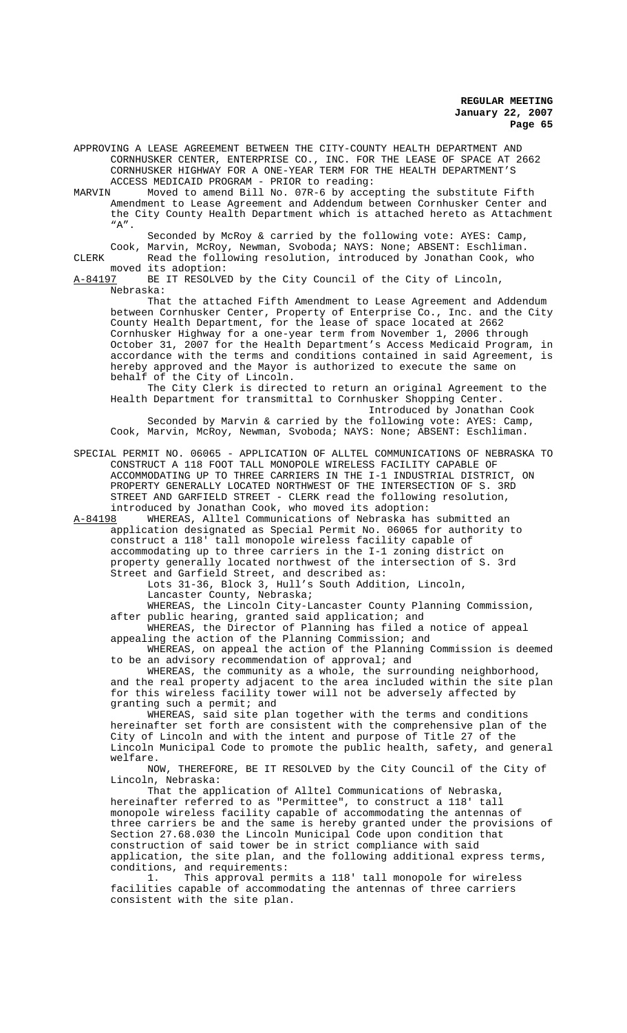APPROVING A LEASE AGREEMENT BETWEEN THE CITY-COUNTY HEALTH DEPARTMENT AND CORNHUSKER CENTER, ENTERPRISE CO., INC. FOR THE LEASE OF SPACE AT 2662 CORNHUSKER HIGHWAY FOR A ONE-YEAR TERM FOR THE HEALTH DEPARTMENT'S ACCESS MEDICAID PROGRAM - PRIOR to reading:

MARVIN Moved to amend Bill No. 07R-6 by accepting the substitute Fifth Amendment to Lease Agreement and Addendum between Cornhusker Center and the City County Health Department which is attached hereto as Attachment "A".

Seconded by McRoy & carried by the following vote: AYES: Camp, Cook, Marvin, McRoy, Newman, Svoboda; NAYS: None; ABSENT: Eschliman.

CLERK Read the following resolution, introduced by Jonathan Cook, who moved its adoption:

A-84197 BE IT RESOLVED by the City Council of the City of Lincoln, Nebraska:

That the attached Fifth Amendment to Lease Agreement and Addendum between Cornhusker Center, Property of Enterprise Co., Inc. and the City County Health Department, for the lease of space located at 2662 Cornhusker Highway for a one-year term from November 1, 2006 through October 31, 2007 for the Health Department's Access Medicaid Program, in accordance with the terms and conditions contained in said Agreement, is hereby approved and the Mayor is authorized to execute the same on behalf of the City of Lincoln.

The City Clerk is directed to return an original Agreement to the Health Department for transmittal to Cornhusker Shopping Center.

Introduced by Jonathan Cook

Seconded by Marvin & carried by the following vote: AYES: Camp, Cook, Marvin, McRoy, Newman, Svoboda; NAYS: None; ABSENT: Eschliman.

SPECIAL PERMIT NO. 06065 - APPLICATION OF ALLTEL COMMUNICATIONS OF NEBRASKA TO CONSTRUCT A 118 FOOT TALL MONOPOLE WIRELESS FACILITY CAPABLE OF ACCOMMODATING UP TO THREE CARRIERS IN THE I-1 INDUSTRIAL DISTRICT, ON PROPERTY GENERALLY LOCATED NORTHWEST OF THE INTERSECTION OF S. 3RD STREET AND GARFIELD STREET - CLERK read the following resolution, introduced by Jonathan Cook, who moved its adoption:

A-84198 WHEREAS, Alltel Communications of Nebraska has submitted an application designated as Special Permit No. 06065 for authority to construct a 118' tall monopole wireless facility capable of accommodating up to three carriers in the I-1 zoning district on property generally located northwest of the intersection of S. 3rd Street and Garfield Street, and described as:

Lots 31-36, Block 3, Hull's South Addition, Lincoln, Lancaster County, Nebraska;

WHEREAS, the Lincoln City-Lancaster County Planning Commission, after public hearing, granted said application; and

WHEREAS, the Director of Planning has filed a notice of appeal appealing the action of the Planning Commission; and

WHEREAS, on appeal the action of the Planning Commission is deemed to be an advisory recommendation of approval; and

WHEREAS, the community as a whole, the surrounding neighborhood, and the real property adjacent to the area included within the site plan for this wireless facility tower will not be adversely affected by granting such a permit; and

WHEREAS, said site plan together with the terms and conditions hereinafter set forth are consistent with the comprehensive plan of the City of Lincoln and with the intent and purpose of Title 27 of the Lincoln Municipal Code to promote the public health, safety, and general welfare.

NOW, THEREFORE, BE IT RESOLVED by the City Council of the City of Lincoln, Nebraska:

That the application of Alltel Communications of Nebraska, hereinafter referred to as "Permittee", to construct a 118' tall monopole wireless facility capable of accommodating the antennas of three carriers be and the same is hereby granted under the provisions of Section 27.68.030 the Lincoln Municipal Code upon condition that construction of said tower be in strict compliance with said application, the site plan, and the following additional express terms, conditions, and requirements:

1. This approval permits a 118' tall monopole for wireless facilities capable of accommodating the antennas of three carriers consistent with the site plan.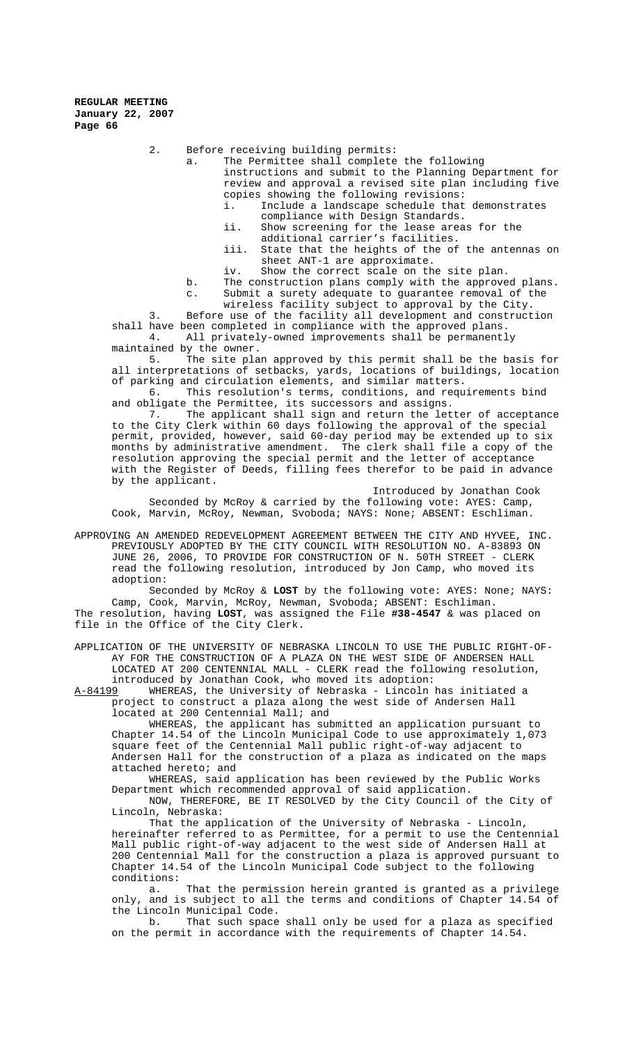2. Before receiving building permits:

   a. The Permittee shall complete the following instructions and submit to the Planning Department for review and approval a revised site plan including five copies showing the following revisions:

      i. Include a landscape schedule that demonstrates compliance with Design Standards.

      ii. Show screening for the lease areas for the additional carrier's facilities.

      iii. State that the heights of the of the antennas on sheet ANT-1 are approximate.

      iv. Show the correct scale on the site plan.

   b. The construction plans comply with the approved plans.

   c. Submit a surety adequate to guarantee removal of the wireless facility subject to approval by the City.

3. Before use of the facility all development and construction shall have been completed in compliance with the approved plans.

4. All privately-owned improvements shall be permanently maintained by the owner.

5. The site plan approved by this permit shall be the basis for all interpretations of setbacks, yards, locations of buildings, location of parking and circulation elements, and similar matters.

6. This resolution's terms, conditions, and requirements bind and obligate the Permittee, its successors and assigns.

7. The applicant shall sign and return the letter of acceptance to the City Clerk within 60 days following the approval of the special permit, provided, however, said 60-day period may be extended up to six months by administrative amendment. The clerk shall file a copy of the resolution approving the special permit and the letter of acceptance with the Register of Deeds, filling fees therefor to be paid in advance by the applicant.

Introduced by Jonathan Cook

Seconded by McRoy & carried by the following vote: AYES: Camp, Cook, Marvin, McRoy, Newman, Svoboda; NAYS: None; ABSENT: Eschliman.

APPROVING AN AMENDED REDEVELOPMENT AGREEMENT BETWEEN THE CITY AND HYVEE, INC. PREVIOUSLY ADOPTED BY THE CITY COUNCIL WITH RESOLUTION NO. A-83893 ON JUNE 26, 2006, TO PROVIDE FOR CONSTRUCTION OF N. 50TH STREET - CLERK read the following resolution, introduced by Jon Camp, who moved its adoption:

Seconded by McRoy & **LOST** by the following vote: AYES: None; NAYS: Camp, Cook, Marvin, McRoy, Newman, Svoboda; ABSENT: Eschliman.

The resolution, having **LOST**, was assigned the File **#38-4547** & was placed on file in the Office of the City Clerk.

APPLICATION OF THE UNIVERSITY OF NEBRASKA LINCOLN TO USE THE PUBLIC RIGHT-OF-AY FOR THE CONSTRUCTION OF A PLAZA ON THE WEST SIDE OF ANDERSEN HALL LOCATED AT 200 CENTENNIAL MALL - CLERK read the following resolution, introduced by Jonathan Cook, who moved its adoption:

A-84199 WHEREAS, the University of Nebraska - Lincoln has initiated a project to construct a plaza along the west side of Andersen Hall located at 200 Centennial Mall; and

WHEREAS, the applicant has submitted an application pursuant to Chapter 14.54 of the Lincoln Municipal Code to use approximately 1,073 square feet of the Centennial Mall public right-of-way adjacent to Andersen Hall for the construction of a plaza as indicated on the maps attached hereto; and

WHEREAS, said application has been reviewed by the Public Works Department which recommended approval of said application.

NOW, THEREFORE, BE IT RESOLVED by the City Council of the City of Lincoln, Nebraska:

That the application of the University of Nebraska - Lincoln, hereinafter referred to as Permittee, for a permit to use the Centennial Mall public right-of-way adjacent to the west side of Andersen Hall at 200 Centennial Mall for the construction a plaza is approved pursuant to Chapter 14.54 of the Lincoln Municipal Code subject to the following conditions:

a. That the permission herein granted is granted as a privilege only, and is subject to all the terms and conditions of Chapter 14.54 of the Lincoln Municipal Code.

b. That such space shall only be used for a plaza as specified on the permit in accordance with the requirements of Chapter 14.54.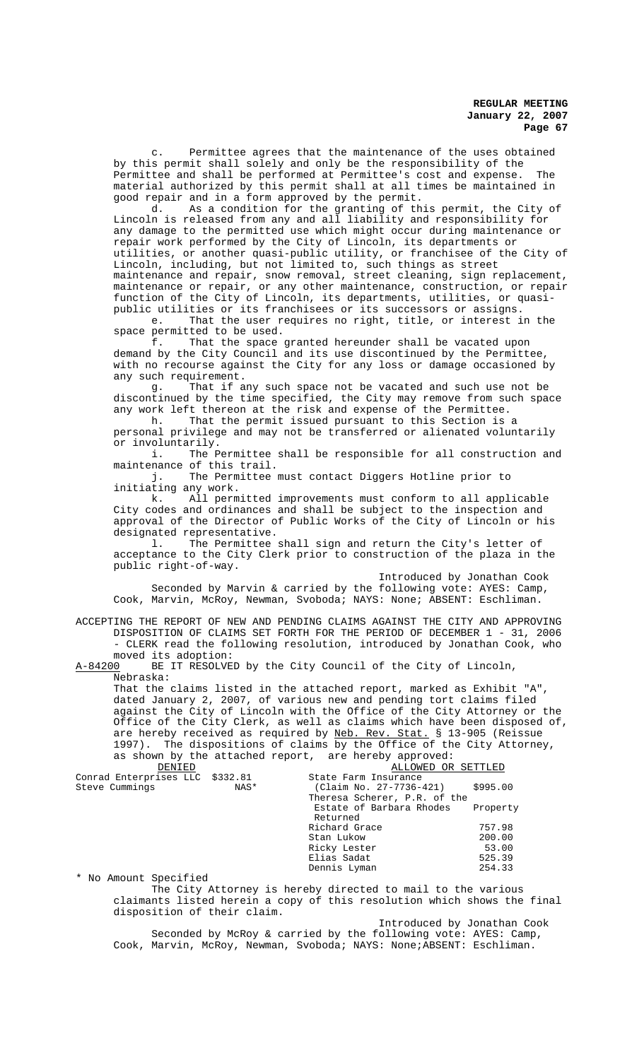c. Permittee agrees that the maintenance of the uses obtained by this permit shall solely and only be the responsibility of the Permittee and shall be performed at Permittee's cost and expense. The material authorized by this permit shall at all times be maintained in good repair and in a form approved by the permit.

d. As a condition for the granting of this permit, the City of Lincoln is released from any and all liability and responsibility for any damage to the permitted use which might occur during maintenance or repair work performed by the City of Lincoln, its departments or utilities, or another quasi-public utility, or franchisee of the City of Lincoln, including, but not limited to, such things as street maintenance and repair, snow removal, street cleaning, sign replacement, maintenance or repair, or any other maintenance, construction, or repair function of the City of Lincoln, its departments, utilities, or quasi-public utilities or its franchisees or its successors or assigns.

e. That the user requires no right, title, or interest in the space permitted to be used.

f. That the space granted hereunder shall be vacated upon demand by the City Council and its use discontinued by the Permittee, with no recourse against the City for any loss or damage occasioned by any such requirement.

g. That if any such space not be vacated and such use not be discontinued by the time specified, the City may remove from such space any work left thereon at the risk and expense of the Permittee.

h. That the permit issued pursuant to this Section is a personal privilege and may not be transferred or alienated voluntarily or involuntarily.

i. The Permittee shall be responsible for all construction and maintenance of this trail.

j. The Permittee must contact Diggers Hotline prior to initiating any work.

k. All permitted improvements must conform to all applicable City codes and ordinances and shall be subject to the inspection and approval of the Director of Public Works of the City of Lincoln or his designated representative.

l. The Permittee shall sign and return the City's letter of acceptance to the City Clerk prior to construction of the plaza in the public right-of-way.

Introduced by Jonathan Cook

Seconded by Marvin & carried by the following vote: AYES: Camp, Cook, Marvin, McRoy, Newman, Svoboda; NAYS: None; ABSENT: Eschliman.

ACCEPTING THE REPORT OF NEW AND PENDING CLAIMS AGAINST THE CITY AND APPROVING DISPOSITION OF CLAIMS SET FORTH FOR THE PERIOD OF DECEMBER 1 - 31, 2006 - CLERK read the following resolution, introduced by Jonathan Cook, who moved its adoption:

A-84200 BE IT RESOLVED by the City Council of the City of Lincoln, Nebraska:

That the claims listed in the attached report, marked as Exhibit "A", dated January 2, 2007, of various new and pending tort claims filed against the City of Lincoln with the Office of the City Attorney or the Office of the City Clerk, as well as claims which have been disposed of, are hereby received as required by Neb. Rev. Stat. § 13-905 (Reissue 1997). The dispositions of claims by the Office of the City Attorney, as shown by the attached report, are hereby approved:

| DENIED | | ALLOWED OR SETTLED | |
|---|---|---|---|
| Conrad Enterprises LLC | $332.81 | State Farm Insurance (Claim No. 27-7736-421) | $995.00 |
| Steve Cummings | NAS* | Theresa Scherer, P.R. of the Estate of Barbara Rhodes | Property Returned |
| | | Richard Grace | 757.98 |
| | | Stan Lukow | 200.00 |
| | | Ricky Lester | 53.00 |
| | | Elias Sadat | 525.39 |
| | | Dennis Lyman | 254.33 |

\* No Amount Specified

The City Attorney is hereby directed to mail to the various claimants listed herein a copy of this resolution which shows the final disposition of their claim.

Introduced by Jonathan Cook

Seconded by McRoy & carried by the following vote: AYES: Camp, Cook, Marvin, McRoy, Newman, Svoboda; NAYS: None;ABSENT: Eschliman.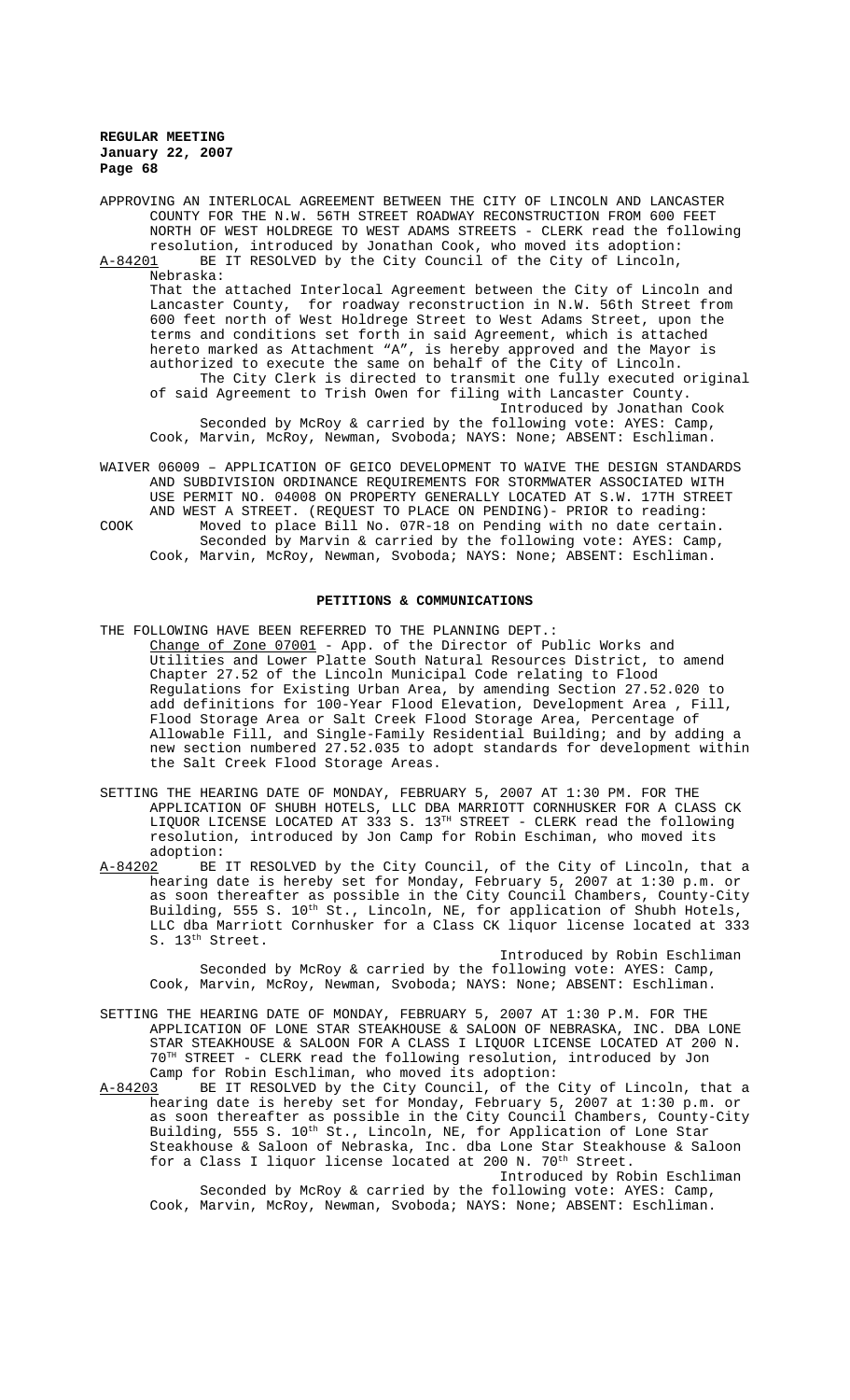APPROVING AN INTERLOCAL AGREEMENT BETWEEN THE CITY OF LINCOLN AND LANCASTER COUNTY FOR THE N.W. 56TH STREET ROADWAY RECONSTRUCTION FROM 600 FEET NORTH OF WEST HOLDREGE TO WEST ADAMS STREETS - CLERK read the following resolution, introduced by Jonathan Cook, who moved its adoption:

A-84201 BE IT RESOLVED by the City Council of the City of Lincoln, Nebraska:

That the attached Interlocal Agreement between the City of Lincoln and Lancaster County, for roadway reconstruction in N.W. 56th Street from 600 feet north of West Holdrege Street to West Adams Street, upon the terms and conditions set forth in said Agreement, which is attached hereto marked as Attachment "A", is hereby approved and the Mayor is authorized to execute the same on behalf of the City of Lincoln.

The City Clerk is directed to transmit one fully executed original of said Agreement to Trish Owen for filing with Lancaster County.

Introduced by Jonathan Cook

Seconded by McRoy & carried by the following vote: AYES: Camp, Cook, Marvin, McRoy, Newman, Svoboda; NAYS: None; ABSENT: Eschliman.

WAIVER 06009 – APPLICATION OF GEICO DEVELOPMENT TO WAIVE THE DESIGN STANDARDS AND SUBDIVISION ORDINANCE REQUIREMENTS FOR STORMWATER ASSOCIATED WITH USE PERMIT NO. 04008 ON PROPERTY GENERALLY LOCATED AT S.W. 17TH STREET AND WEST A STREET. (REQUEST TO PLACE ON PENDING)- PRIOR to reading:

COOK Moved to place Bill No. 07R-18 on Pending with no date certain. Seconded by Marvin & carried by the following vote: AYES: Camp, Cook, Marvin, McRoy, Newman, Svoboda; NAYS: None; ABSENT: Eschliman.

## PETITIONS & COMMUNICATIONS

THE FOLLOWING HAVE BEEN REFERRED TO THE PLANNING DEPT.:

Change of Zone 07001 - App. of the Director of Public Works and Utilities and Lower Platte South Natural Resources District, to amend Chapter 27.52 of the Lincoln Municipal Code relating to Flood Regulations for Existing Urban Area, by amending Section 27.52.020 to add definitions for 100-Year Flood Elevation, Development Area , Fill, Flood Storage Area or Salt Creek Flood Storage Area, Percentage of Allowable Fill, and Single-Family Residential Building; and by adding a new section numbered 27.52.035 to adopt standards for development within the Salt Creek Flood Storage Areas.

SETTING THE HEARING DATE OF MONDAY, FEBRUARY 5, 2007 AT 1:30 PM. FOR THE APPLICATION OF SHUBH HOTELS, LLC DBA MARRIOTT CORNHUSKER FOR A CLASS CK LIQUOR LICENSE LOCATED AT 333 S. 13TH STREET - CLERK read the following resolution, introduced by Jon Camp for Robin Eschiman, who moved its adoption:

A-84202 BE IT RESOLVED by the City Council, of the City of Lincoln, that a hearing date is hereby set for Monday, February 5, 2007 at 1:30 p.m. or as soon thereafter as possible in the City Council Chambers, County-City Building, 555 S. 10th St., Lincoln, NE, for application of Shubh Hotels, LLC dba Marriott Cornhusker for a Class CK liquor license located at 333 S. 13th Street.

Introduced by Robin Eschliman

Seconded by McRoy & carried by the following vote: AYES: Camp, Cook, Marvin, McRoy, Newman, Svoboda; NAYS: None; ABSENT: Eschliman.

SETTING THE HEARING DATE OF MONDAY, FEBRUARY 5, 2007 AT 1:30 P.M. FOR THE APPLICATION OF LONE STAR STEAKHOUSE & SALOON OF NEBRASKA, INC. DBA LONE STAR STEAKHOUSE & SALOON FOR A CLASS I LIQUOR LICENSE LOCATED AT 200 N. 70TH STREET - CLERK read the following resolution, introduced by Jon Camp for Robin Eschliman, who moved its adoption:

A-84203 BE IT RESOLVED by the City Council, of the City of Lincoln, that a hearing date is hereby set for Monday, February 5, 2007 at 1:30 p.m. or as soon thereafter as possible in the City Council Chambers, County-City Building, 555 S. 10th St., Lincoln, NE, for Application of Lone Star Steakhouse & Saloon of Nebraska, Inc. dba Lone Star Steakhouse & Saloon for a Class I liquor license located at 200 N. 70th Street.

Introduced by Robin Eschliman

Seconded by McRoy & carried by the following vote: AYES: Camp, Cook, Marvin, McRoy, Newman, Svoboda; NAYS: None; ABSENT: Eschliman.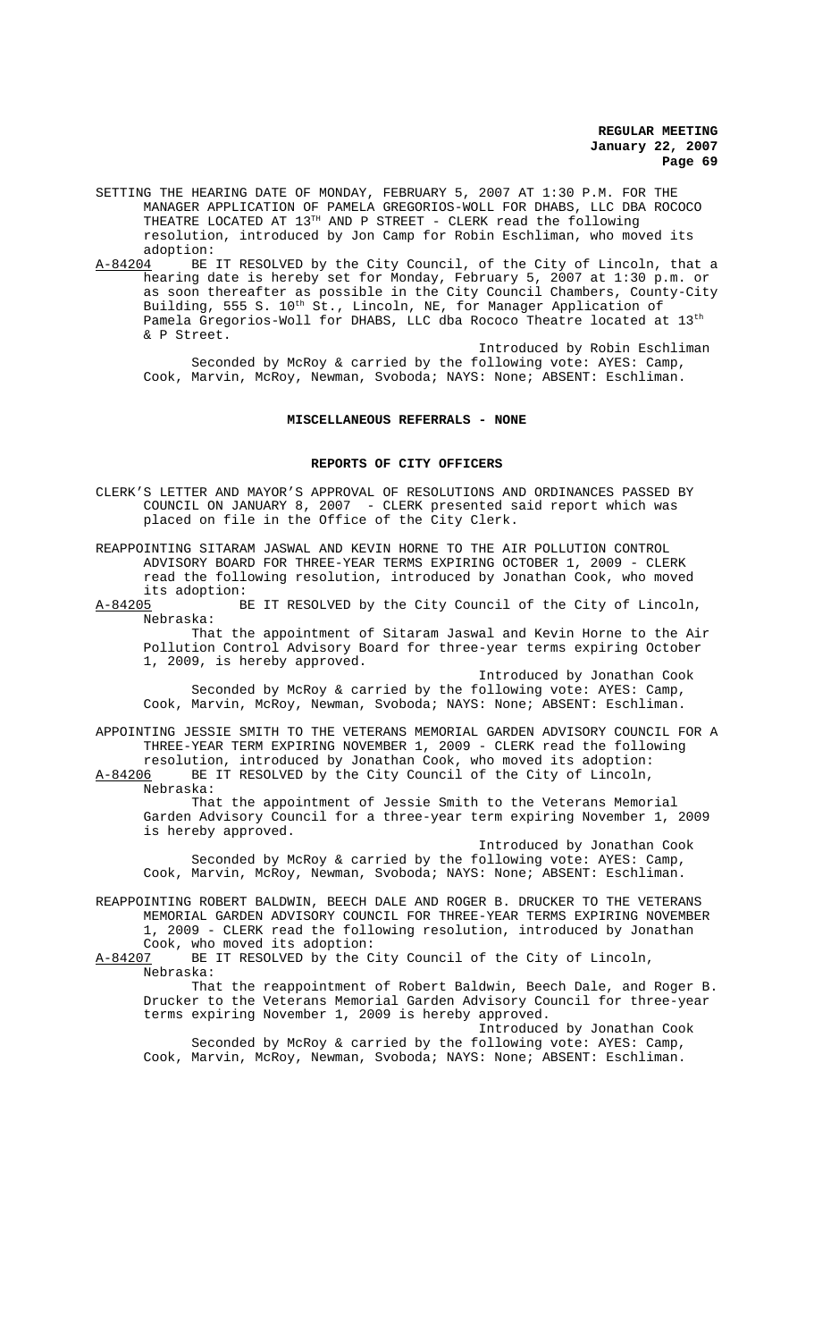SETTING THE HEARING DATE OF MONDAY, FEBRUARY 5, 2007 AT 1:30 P.M. FOR THE MANAGER APPLICATION OF PAMELA GREGORIOS-WOLL FOR DHABS, LLC DBA ROCOCO THEATRE LOCATED AT 13TH AND P STREET - CLERK read the following resolution, introduced by Jon Camp for Robin Eschliman, who moved its adoption:

A-84204 BE IT RESOLVED by the City Council, of the City of Lincoln, that a hearing date is hereby set for Monday, February 5, 2007 at 1:30 p.m. or as soon thereafter as possible in the City Council Chambers, County-City Building, 555 S. 10th St., Lincoln, NE, for Manager Application of Pamela Gregorios-Woll for DHABS, LLC dba Rococo Theatre located at 13th & P Street.

Introduced by Robin Eschliman

Seconded by McRoy & carried by the following vote: AYES: Camp, Cook, Marvin, McRoy, Newman, Svoboda; NAYS: None; ABSENT: Eschliman.

## MISCELLANEOUS REFERRALS - NONE

## REPORTS OF CITY OFFICERS

CLERK'S LETTER AND MAYOR'S APPROVAL OF RESOLUTIONS AND ORDINANCES PASSED BY COUNCIL ON JANUARY 8, 2007 - CLERK presented said report which was placed on file in the Office of the City Clerk.

REAPPOINTING SITARAM JASWAL AND KEVIN HORNE TO THE AIR POLLUTION CONTROL ADVISORY BOARD FOR THREE-YEAR TERMS EXPIRING OCTOBER 1, 2009 - CLERK read the following resolution, introduced by Jonathan Cook, who moved its adoption:

A-84205 BE IT RESOLVED by the City Council of the City of Lincoln, Nebraska:

That the appointment of Sitaram Jaswal and Kevin Horne to the Air Pollution Control Advisory Board for three-year terms expiring October 1, 2009, is hereby approved.

Introduced by Jonathan Cook

Seconded by McRoy & carried by the following vote: AYES: Camp, Cook, Marvin, McRoy, Newman, Svoboda; NAYS: None; ABSENT: Eschliman.

APPOINTING JESSIE SMITH TO THE VETERANS MEMORIAL GARDEN ADVISORY COUNCIL FOR A THREE-YEAR TERM EXPIRING NOVEMBER 1, 2009 - CLERK read the following resolution, introduced by Jonathan Cook, who moved its adoption:

A-84206 BE IT RESOLVED by the City Council of the City of Lincoln, Nebraska:

That the appointment of Jessie Smith to the Veterans Memorial Garden Advisory Council for a three-year term expiring November 1, 2009 is hereby approved.

Introduced by Jonathan Cook

Seconded by McRoy & carried by the following vote: AYES: Camp, Cook, Marvin, McRoy, Newman, Svoboda; NAYS: None; ABSENT: Eschliman.

REAPPOINTING ROBERT BALDWIN, BEECH DALE AND ROGER B. DRUCKER TO THE VETERANS MEMORIAL GARDEN ADVISORY COUNCIL FOR THREE-YEAR TERMS EXPIRING NOVEMBER 1, 2009 - CLERK read the following resolution, introduced by Jonathan Cook, who moved its adoption:

A-84207 BE IT RESOLVED by the City Council of the City of Lincoln, Nebraska:

That the reappointment of Robert Baldwin, Beech Dale, and Roger B. Drucker to the Veterans Memorial Garden Advisory Council for three-year terms expiring November 1, 2009 is hereby approved.

Introduced by Jonathan Cook

Seconded by McRoy & carried by the following vote: AYES: Camp, Cook, Marvin, McRoy, Newman, Svoboda; NAYS: None; ABSENT: Eschliman.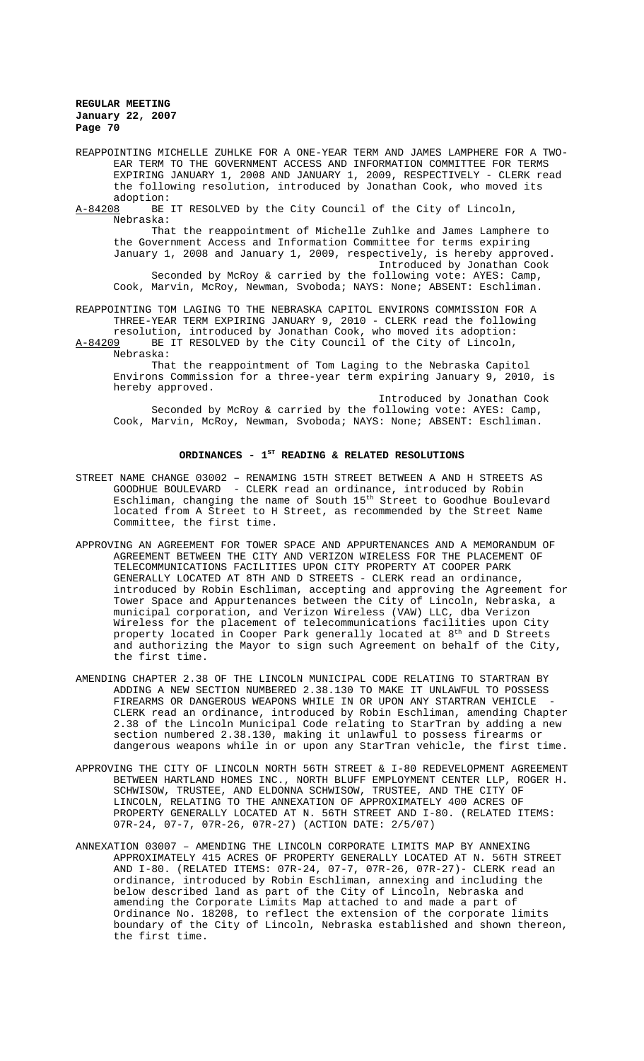REAPPOINTING MICHELLE ZUHLKE FOR A ONE-YEAR TERM AND JAMES LAMPHERE FOR A TWO-EAR TERM TO THE GOVERNMENT ACCESS AND INFORMATION COMMITTEE FOR TERMS EXPIRING JANUARY 1, 2008 AND JANUARY 1, 2009, RESPECTIVELY - CLERK read the following resolution, introduced by Jonathan Cook, who moved its adoption:

A-84208 BE IT RESOLVED by the City Council of the City of Lincoln, Nebraska:

That the reappointment of Michelle Zuhlke and James Lamphere to the Government Access and Information Committee for terms expiring January 1, 2008 and January 1, 2009, respectively, is hereby approved.

Introduced by Jonathan Cook

Seconded by McRoy & carried by the following vote: AYES: Camp, Cook, Marvin, McRoy, Newman, Svoboda; NAYS: None; ABSENT: Eschliman.

REAPPOINTING TOM LAGING TO THE NEBRASKA CAPITOL ENVIRONS COMMISSION FOR A THREE-YEAR TERM EXPIRING JANUARY 9, 2010 - CLERK read the following resolution, introduced by Jonathan Cook, who moved its adoption:

A-84209 BE IT RESOLVED by the City Council of the City of Lincoln, Nebraska:

That the reappointment of Tom Laging to the Nebraska Capitol Environs Commission for a three-year term expiring January 9, 2010, is hereby approved.

Introduced by Jonathan Cook

Seconded by McRoy & carried by the following vote: AYES: Camp, Cook, Marvin, McRoy, Newman, Svoboda; NAYS: None; ABSENT: Eschliman.

## ORDINANCES - 1ST READING & RELATED RESOLUTIONS

STREET NAME CHANGE 03002 – RENAMING 15TH STREET BETWEEN A AND H STREETS AS GOODHUE BOULEVARD - CLERK read an ordinance, introduced by Robin Eschliman, changing the name of South 15th Street to Goodhue Boulevard located from A Street to H Street, as recommended by the Street Name Committee, the first time.

APPROVING AN AGREEMENT FOR TOWER SPACE AND APPURTENANCES AND A MEMORANDUM OF AGREEMENT BETWEEN THE CITY AND VERIZON WIRELESS FOR THE PLACEMENT OF TELECOMMUNICATIONS FACILITIES UPON CITY PROPERTY AT COOPER PARK GENERALLY LOCATED AT 8TH AND D STREETS - CLERK read an ordinance, introduced by Robin Eschliman, accepting and approving the Agreement for Tower Space and Appurtenances between the City of Lincoln, Nebraska, a municipal corporation, and Verizon Wireless (VAW) LLC, dba Verizon Wireless for the placement of telecommunications facilities upon City property located in Cooper Park generally located at 8th and D Streets and authorizing the Mayor to sign such Agreement on behalf of the City, the first time.

AMENDING CHAPTER 2.38 OF THE LINCOLN MUNICIPAL CODE RELATING TO STARTRAN BY ADDING A NEW SECTION NUMBERED 2.38.130 TO MAKE IT UNLAWFUL TO POSSESS FIREARMS OR DANGEROUS WEAPONS WHILE IN OR UPON ANY STARTRAN VEHICLE - CLERK read an ordinance, introduced by Robin Eschliman, amending Chapter 2.38 of the Lincoln Municipal Code relating to StarTran by adding a new section numbered 2.38.130, making it unlawful to possess firearms or dangerous weapons while in or upon any StarTran vehicle, the first time.

APPROVING THE CITY OF LINCOLN NORTH 56TH STREET & I-80 REDEVELOPMENT AGREEMENT BETWEEN HARTLAND HOMES INC., NORTH BLUFF EMPLOYMENT CENTER LLP, ROGER H. SCHWISOW, TRUSTEE, AND ELDONNA SCHWISOW, TRUSTEE, AND THE CITY OF LINCOLN, RELATING TO THE ANNEXATION OF APPROXIMATELY 400 ACRES OF PROPERTY GENERALLY LOCATED AT N. 56TH STREET AND I-80. (RELATED ITEMS: 07R-24, 07-7, 07R-26, 07R-27) (ACTION DATE: 2/5/07)

ANNEXATION 03007 – AMENDING THE LINCOLN CORPORATE LIMITS MAP BY ANNEXING APPROXIMATELY 415 ACRES OF PROPERTY GENERALLY LOCATED AT N. 56TH STREET AND I-80. (RELATED ITEMS: 07R-24, 07-7, 07R-26, 07R-27)- CLERK read an ordinance, introduced by Robin Eschliman, annexing and including the below described land as part of the City of Lincoln, Nebraska and amending the Corporate Limits Map attached to and made a part of Ordinance No. 18208, to reflect the extension of the corporate limits boundary of the City of Lincoln, Nebraska established and shown thereon, the first time.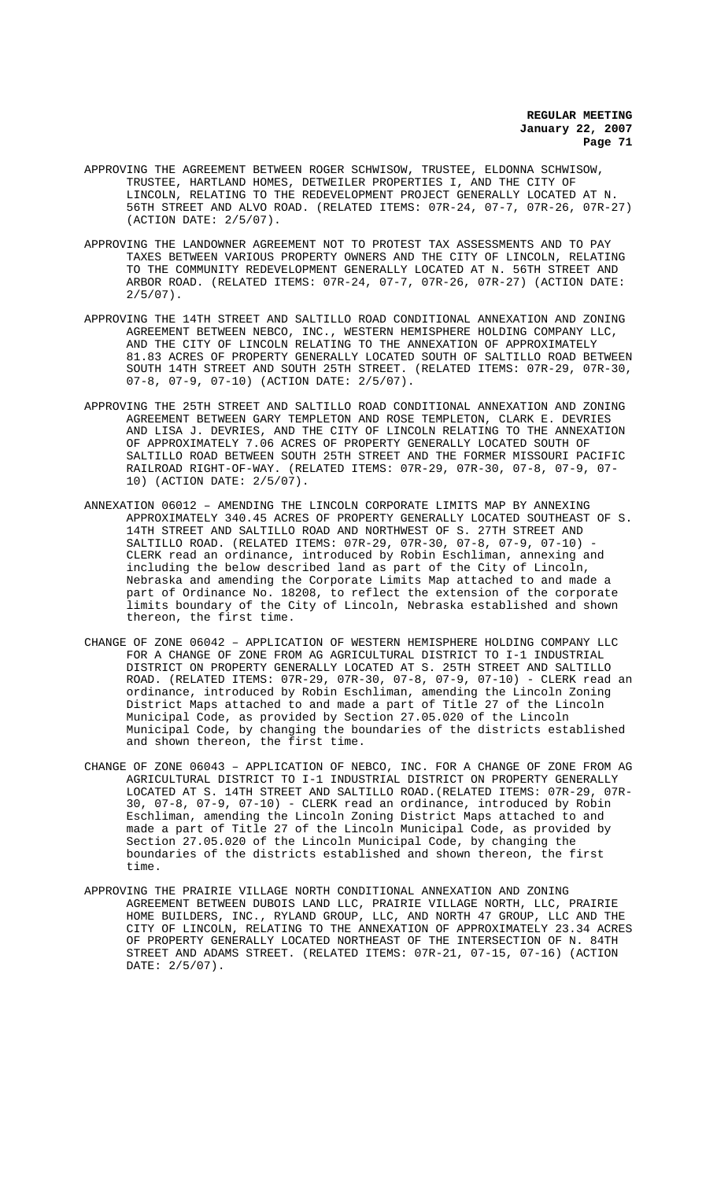APPROVING THE AGREEMENT BETWEEN ROGER SCHWISOW, TRUSTEE, ELDONNA SCHWISOW, TRUSTEE, HARTLAND HOMES, DETWEILER PROPERTIES I, AND THE CITY OF LINCOLN, RELATING TO THE REDEVELOPMENT PROJECT GENERALLY LOCATED AT N. 56TH STREET AND ALVO ROAD. (RELATED ITEMS: 07R-24, 07-7, 07R-26, 07R-27) (ACTION DATE: 2/5/07).

APPROVING THE LANDOWNER AGREEMENT NOT TO PROTEST TAX ASSESSMENTS AND TO PAY TAXES BETWEEN VARIOUS PROPERTY OWNERS AND THE CITY OF LINCOLN, RELATING TO THE COMMUNITY REDEVELOPMENT GENERALLY LOCATED AT N. 56TH STREET AND ARBOR ROAD. (RELATED ITEMS: 07R-24, 07-7, 07R-26, 07R-27) (ACTION DATE: 2/5/07).

APPROVING THE 14TH STREET AND SALTILLO ROAD CONDITIONAL ANNEXATION AND ZONING AGREEMENT BETWEEN NEBCO, INC., WESTERN HEMISPHERE HOLDING COMPANY LLC, AND THE CITY OF LINCOLN RELATING TO THE ANNEXATION OF APPROXIMATELY 81.83 ACRES OF PROPERTY GENERALLY LOCATED SOUTH OF SALTILLO ROAD BETWEEN SOUTH 14TH STREET AND SOUTH 25TH STREET. (RELATED ITEMS: 07R-29, 07R-30, 07-8, 07-9, 07-10) (ACTION DATE: 2/5/07).

APPROVING THE 25TH STREET AND SALTILLO ROAD CONDITIONAL ANNEXATION AND ZONING AGREEMENT BETWEEN GARY TEMPLETON AND ROSE TEMPLETON, CLARK E. DEVRIES AND LISA J. DEVRIES, AND THE CITY OF LINCOLN RELATING TO THE ANNEXATION OF APPROXIMATELY 7.06 ACRES OF PROPERTY GENERALLY LOCATED SOUTH OF SALTILLO ROAD BETWEEN SOUTH 25TH STREET AND THE FORMER MISSOURI PACIFIC RAILROAD RIGHT-OF-WAY. (RELATED ITEMS: 07R-29, 07R-30, 07-8, 07-9, 07-10) (ACTION DATE: 2/5/07).

ANNEXATION 06012 – AMENDING THE LINCOLN CORPORATE LIMITS MAP BY ANNEXING APPROXIMATELY 340.45 ACRES OF PROPERTY GENERALLY LOCATED SOUTHEAST OF S. 14TH STREET AND SALTILLO ROAD AND NORTHWEST OF S. 27TH STREET AND SALTILLO ROAD. (RELATED ITEMS: 07R-29, 07R-30, 07-8, 07-9, 07-10) - CLERK read an ordinance, introduced by Robin Eschliman, annexing and including the below described land as part of the City of Lincoln, Nebraska and amending the Corporate Limits Map attached to and made a part of Ordinance No. 18208, to reflect the extension of the corporate limits boundary of the City of Lincoln, Nebraska established and shown thereon, the first time.

CHANGE OF ZONE 06042 – APPLICATION OF WESTERN HEMISPHERE HOLDING COMPANY LLC FOR A CHANGE OF ZONE FROM AG AGRICULTURAL DISTRICT TO I-1 INDUSTRIAL DISTRICT ON PROPERTY GENERALLY LOCATED AT S. 25TH STREET AND SALTILLO ROAD. (RELATED ITEMS: 07R-29, 07R-30, 07-8, 07-9, 07-10) - CLERK read an ordinance, introduced by Robin Eschliman, amending the Lincoln Zoning District Maps attached to and made a part of Title 27 of the Lincoln Municipal Code, as provided by Section 27.05.020 of the Lincoln Municipal Code, by changing the boundaries of the districts established and shown thereon, the first time.

CHANGE OF ZONE 06043 – APPLICATION OF NEBCO, INC. FOR A CHANGE OF ZONE FROM AG AGRICULTURAL DISTRICT TO I-1 INDUSTRIAL DISTRICT ON PROPERTY GENERALLY LOCATED AT S. 14TH STREET AND SALTILLO ROAD.(RELATED ITEMS: 07R-29, 07R-30, 07-8, 07-9, 07-10) - CLERK read an ordinance, introduced by Robin Eschliman, amending the Lincoln Zoning District Maps attached to and made a part of Title 27 of the Lincoln Municipal Code, as provided by Section 27.05.020 of the Lincoln Municipal Code, by changing the boundaries of the districts established and shown thereon, the first time.

APPROVING THE PRAIRIE VILLAGE NORTH CONDITIONAL ANNEXATION AND ZONING AGREEMENT BETWEEN DUBOIS LAND LLC, PRAIRIE VILLAGE NORTH, LLC, PRAIRIE HOME BUILDERS, INC., RYLAND GROUP, LLC, AND NORTH 47 GROUP, LLC AND THE CITY OF LINCOLN, RELATING TO THE ANNEXATION OF APPROXIMATELY 23.34 ACRES OF PROPERTY GENERALLY LOCATED NORTHEAST OF THE INTERSECTION OF N. 84TH STREET AND ADAMS STREET. (RELATED ITEMS: 07R-21, 07-15, 07-16) (ACTION DATE: 2/5/07).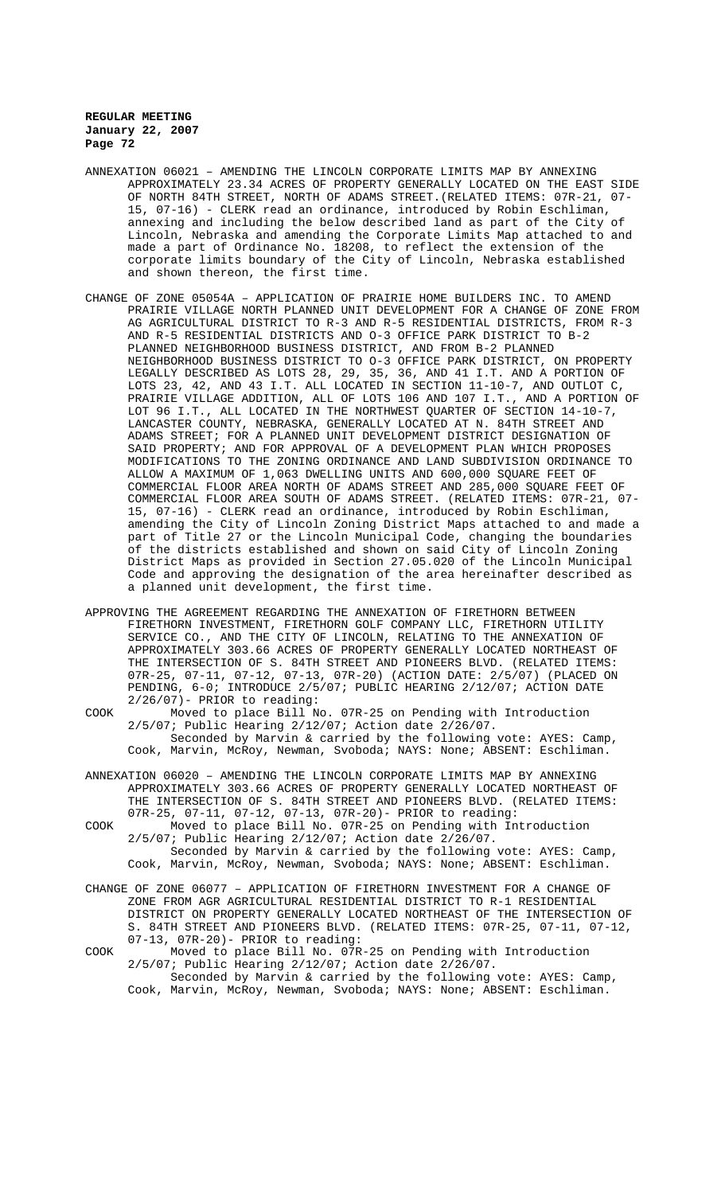ANNEXATION 06021 – AMENDING THE LINCOLN CORPORATE LIMITS MAP BY ANNEXING APPROXIMATELY 23.34 ACRES OF PROPERTY GENERALLY LOCATED ON THE EAST SIDE OF NORTH 84TH STREET, NORTH OF ADAMS STREET.(RELATED ITEMS: 07R-21, 07-15, 07-16) - CLERK read an ordinance, introduced by Robin Eschliman, annexing and including the below described land as part of the City of Lincoln, Nebraska and amending the Corporate Limits Map attached to and made a part of Ordinance No. 18208, to reflect the extension of the corporate limits boundary of the City of Lincoln, Nebraska established and shown thereon, the first time.

CHANGE OF ZONE 05054A – APPLICATION OF PRAIRIE HOME BUILDERS INC. TO AMEND PRAIRIE VILLAGE NORTH PLANNED UNIT DEVELOPMENT FOR A CHANGE OF ZONE FROM AG AGRICULTURAL DISTRICT TO R-3 AND R-5 RESIDENTIAL DISTRICTS, FROM R-3 AND R-5 RESIDENTIAL DISTRICTS AND O-3 OFFICE PARK DISTRICT TO B-2 PLANNED NEIGHBORHOOD BUSINESS DISTRICT, AND FROM B-2 PLANNED NEIGHBORHOOD BUSINESS DISTRICT TO O-3 OFFICE PARK DISTRICT, ON PROPERTY LEGALLY DESCRIBED AS LOTS 28, 29, 35, 36, AND 41 I.T. AND A PORTION OF LOTS 23, 42, AND 43 I.T. ALL LOCATED IN SECTION 11-10-7, AND OUTLOT C, PRAIRIE VILLAGE ADDITION, ALL OF LOTS 106 AND 107 I.T., AND A PORTION OF LOT 96 I.T., ALL LOCATED IN THE NORTHWEST QUARTER OF SECTION 14-10-7, LANCASTER COUNTY, NEBRASKA, GENERALLY LOCATED AT N. 84TH STREET AND ADAMS STREET; FOR A PLANNED UNIT DEVELOPMENT DISTRICT DESIGNATION OF SAID PROPERTY; AND FOR APPROVAL OF A DEVELOPMENT PLAN WHICH PROPOSES MODIFICATIONS TO THE ZONING ORDINANCE AND LAND SUBDIVISION ORDINANCE TO ALLOW A MAXIMUM OF 1,063 DWELLING UNITS AND 600,000 SQUARE FEET OF COMMERCIAL FLOOR AREA NORTH OF ADAMS STREET AND 285,000 SQUARE FEET OF COMMERCIAL FLOOR AREA SOUTH OF ADAMS STREET. (RELATED ITEMS: 07R-21, 07-15, 07-16) - CLERK read an ordinance, introduced by Robin Eschliman, amending the City of Lincoln Zoning District Maps attached to and made a part of Title 27 or the Lincoln Municipal Code, changing the boundaries of the districts established and shown on said City of Lincoln Zoning District Maps as provided in Section 27.05.020 of the Lincoln Municipal Code and approving the designation of the area hereinafter described as a planned unit development, the first time.

APPROVING THE AGREEMENT REGARDING THE ANNEXATION OF FIRETHORN BETWEEN FIRETHORN INVESTMENT, FIRETHORN GOLF COMPANY LLC, FIRETHORN UTILITY SERVICE CO., AND THE CITY OF LINCOLN, RELATING TO THE ANNEXATION OF APPROXIMATELY 303.66 ACRES OF PROPERTY GENERALLY LOCATED NORTHEAST OF THE INTERSECTION OF S. 84TH STREET AND PIONEERS BLVD. (RELATED ITEMS: 07R-25, 07-11, 07-12, 07-13, 07R-20) (ACTION DATE: 2/5/07) (PLACED ON PENDING, 6-0; INTRODUCE 2/5/07; PUBLIC HEARING 2/12/07; ACTION DATE 2/26/07)- PRIOR to reading:

COOK Moved to place Bill No. 07R-25 on Pending with Introduction 2/5/07; Public Hearing 2/12/07; Action date 2/26/07.
Seconded by Marvin & carried by the following vote: AYES: Camp, Cook, Marvin, McRoy, Newman, Svoboda; NAYS: None; ABSENT: Eschliman.

ANNEXATION 06020 – AMENDING THE LINCOLN CORPORATE LIMITS MAP BY ANNEXING APPROXIMATELY 303.66 ACRES OF PROPERTY GENERALLY LOCATED NORTHEAST OF THE INTERSECTION OF S. 84TH STREET AND PIONEERS BLVD. (RELATED ITEMS: 07R-25, 07-11, 07-12, 07-13, 07R-20)- PRIOR to reading:

COOK Moved to place Bill No. 07R-25 on Pending with Introduction 2/5/07; Public Hearing 2/12/07; Action date 2/26/07.
Seconded by Marvin & carried by the following vote: AYES: Camp, Cook, Marvin, McRoy, Newman, Svoboda; NAYS: None; ABSENT: Eschliman.

CHANGE OF ZONE 06077 – APPLICATION OF FIRETHORN INVESTMENT FOR A CHANGE OF ZONE FROM AGR AGRICULTURAL RESIDENTIAL DISTRICT TO R-1 RESIDENTIAL DISTRICT ON PROPERTY GENERALLY LOCATED NORTHEAST OF THE INTERSECTION OF S. 84TH STREET AND PIONEERS BLVD. (RELATED ITEMS: 07R-25, 07-11, 07-12, 07-13, 07R-20)- PRIOR to reading:

COOK Moved to place Bill No. 07R-25 on Pending with Introduction 2/5/07; Public Hearing 2/12/07; Action date 2/26/07.
Seconded by Marvin & carried by the following vote: AYES: Camp, Cook, Marvin, McRoy, Newman, Svoboda; NAYS: None; ABSENT: Eschliman.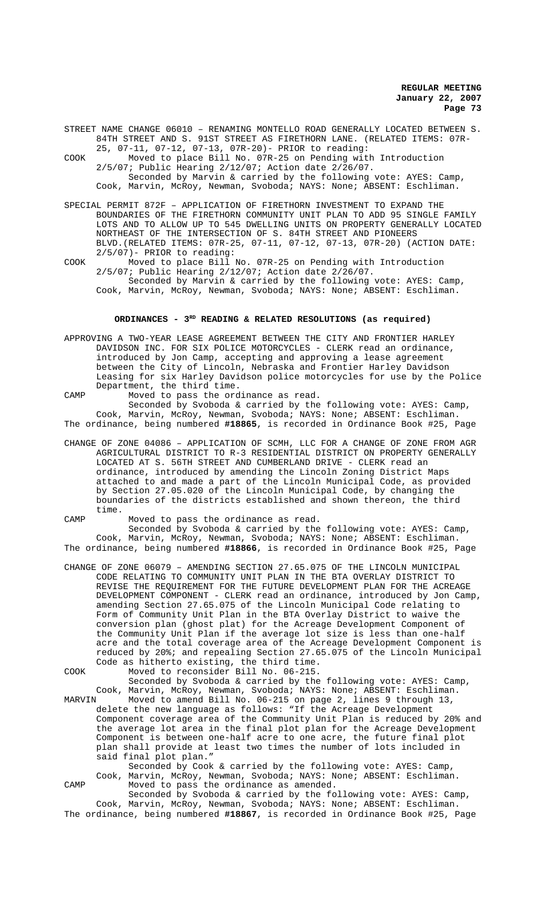STREET NAME CHANGE 06010 – RENAMING MONTELLO ROAD GENERALLY LOCATED BETWEEN S. 84TH STREET AND S. 91ST STREET AS FIRETHORN LANE. (RELATED ITEMS: 07R-25, 07-11, 07-12, 07-13, 07R-20)- PRIOR to reading:

COOK Moved to place Bill No. 07R-25 on Pending with Introduction 2/5/07; Public Hearing 2/12/07; Action date 2/26/07.
Seconded by Marvin & carried by the following vote: AYES: Camp, Cook, Marvin, McRoy, Newman, Svoboda; NAYS: None; ABSENT: Eschliman.

SPECIAL PERMIT 872F – APPLICATION OF FIRETHORN INVESTMENT TO EXPAND THE BOUNDARIES OF THE FIRETHORN COMMUNITY UNIT PLAN TO ADD 95 SINGLE FAMILY LOTS AND TO ALLOW UP TO 545 DWELLING UNITS ON PROPERTY GENERALLY LOCATED NORTHEAST OF THE INTERSECTION OF S. 84TH STREET AND PIONEERS BLVD.(RELATED ITEMS: 07R-25, 07-11, 07-12, 07-13, 07R-20) (ACTION DATE: 2/5/07)- PRIOR to reading:

COOK Moved to place Bill No. 07R-25 on Pending with Introduction 2/5/07; Public Hearing 2/12/07; Action date 2/26/07.
Seconded by Marvin & carried by the following vote: AYES: Camp, Cook, Marvin, McRoy, Newman, Svoboda; NAYS: None; ABSENT: Eschliman.

## ORDINANCES - 3RD READING & RELATED RESOLUTIONS (as required)

APPROVING A TWO-YEAR LEASE AGREEMENT BETWEEN THE CITY AND FRONTIER HARLEY DAVIDSON INC. FOR SIX POLICE MOTORCYCLES - CLERK read an ordinance, introduced by Jon Camp, accepting and approving a lease agreement between the City of Lincoln, Nebraska and Frontier Harley Davidson Leasing for six Harley Davidson police motorcycles for use by the Police Department, the third time.

CAMP Moved to pass the ordinance as read.
Seconded by Svoboda & carried by the following vote: AYES: Camp, Cook, Marvin, McRoy, Newman, Svoboda; NAYS: None; ABSENT: Eschliman.
The ordinance, being numbered **#18865**, is recorded in Ordinance Book #25, Page

CHANGE OF ZONE 04086 – APPLICATION OF SCMH, LLC FOR A CHANGE OF ZONE FROM AGR AGRICULTURAL DISTRICT TO R-3 RESIDENTIAL DISTRICT ON PROPERTY GENERALLY LOCATED AT S. 56TH STREET AND CUMBERLAND DRIVE - CLERK read an ordinance, introduced by amending the Lincoln Zoning District Maps attached to and made a part of the Lincoln Municipal Code, as provided by Section 27.05.020 of the Lincoln Municipal Code, by changing the boundaries of the districts established and shown thereon, the third time.

CAMP Moved to pass the ordinance as read.
Seconded by Svoboda & carried by the following vote: AYES: Camp, Cook, Marvin, McRoy, Newman, Svoboda; NAYS: None; ABSENT: Eschliman.
The ordinance, being numbered **#18866**, is recorded in Ordinance Book #25, Page

CHANGE OF ZONE 06079 – AMENDING SECTION 27.65.075 OF THE LINCOLN MUNICIPAL CODE RELATING TO COMMUNITY UNIT PLAN IN THE BTA OVERLAY DISTRICT TO REVISE THE REQUIREMENT FOR THE FUTURE DEVELOPMENT PLAN FOR THE ACREAGE DEVELOPMENT COMPONENT - CLERK read an ordinance, introduced by Jon Camp, amending Section 27.65.075 of the Lincoln Municipal Code relating to Form of Community Unit Plan in the BTA Overlay District to waive the conversion plan (ghost plat) for the Acreage Development Component of the Community Unit Plan if the average lot size is less than one-half acre and the total coverage area of the Acreage Development Component is reduced by 20%; and repealing Section 27.65.075 of the Lincoln Municipal Code as hitherto existing, the third time.

COOK Moved to reconsider Bill No. 06-215.
Seconded by Svoboda & carried by the following vote: AYES: Camp, Cook, Marvin, McRoy, Newman, Svoboda; NAYS: None; ABSENT: Eschliman.

MARVIN Moved to amend Bill No. 06-215 on page 2, lines 9 through 13, delete the new language as follows: "If the Acreage Development Component coverage area of the Community Unit Plan is reduced by 20% and the average lot area in the final plot plan for the Acreage Development Component is between one-half acre to one acre, the future final plot plan shall provide at least two times the number of lots included in said final plot plan."
Seconded by Cook & carried by the following vote: AYES: Camp, Cook, Marvin, McRoy, Newman, Svoboda; NAYS: None; ABSENT: Eschliman.

CAMP Moved to pass the ordinance as amended.
Seconded by Svoboda & carried by the following vote: AYES: Camp, Cook, Marvin, McRoy, Newman, Svoboda; NAYS: None; ABSENT: Eschliman.
The ordinance, being numbered **#18867**, is recorded in Ordinance Book #25, Page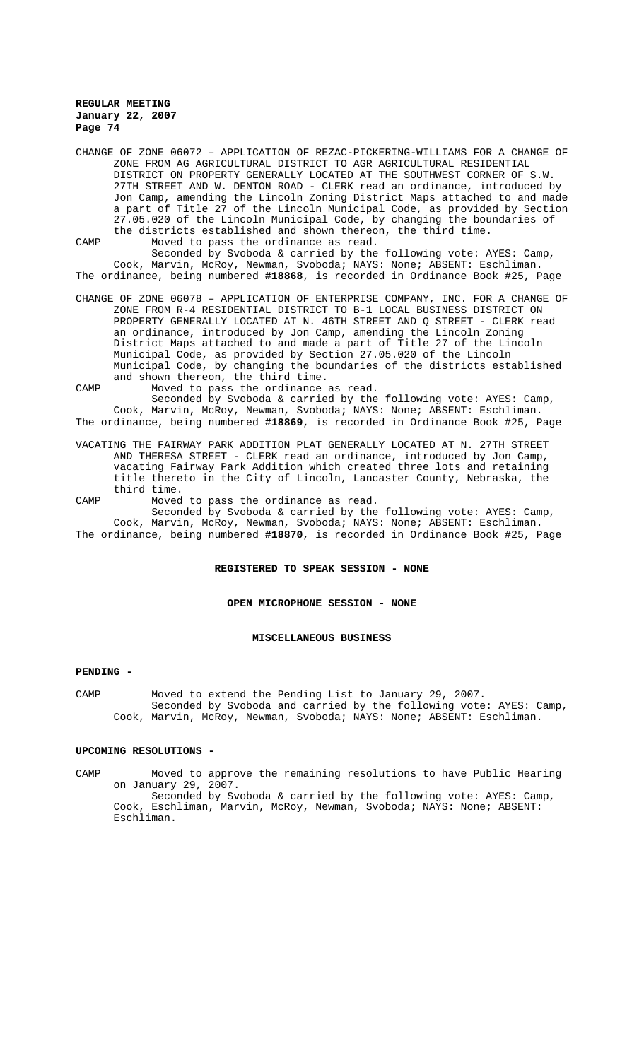CHANGE OF ZONE 06072 – APPLICATION OF REZAC-PICKERING-WILLIAMS FOR A CHANGE OF ZONE FROM AG AGRICULTURAL DISTRICT TO AGR AGRICULTURAL RESIDENTIAL DISTRICT ON PROPERTY GENERALLY LOCATED AT THE SOUTHWEST CORNER OF S.W. 27TH STREET AND W. DENTON ROAD - CLERK read an ordinance, introduced by Jon Camp, amending the Lincoln Zoning District Maps attached to and made a part of Title 27 of the Lincoln Municipal Code, as provided by Section 27.05.020 of the Lincoln Municipal Code, by changing the boundaries of the districts established and shown thereon, the third time.

CAMP Moved to pass the ordinance as read.

Seconded by Svoboda & carried by the following vote: AYES: Camp, Cook, Marvin, McRoy, Newman, Svoboda; NAYS: None; ABSENT: Eschliman.

The ordinance, being numbered **#18868**, is recorded in Ordinance Book #25, Page

CHANGE OF ZONE 06078 – APPLICATION OF ENTERPRISE COMPANY, INC. FOR A CHANGE OF ZONE FROM R-4 RESIDENTIAL DISTRICT TO B-1 LOCAL BUSINESS DISTRICT ON PROPERTY GENERALLY LOCATED AT N. 46TH STREET AND Q STREET - CLERK read an ordinance, introduced by Jon Camp, amending the Lincoln Zoning District Maps attached to and made a part of Title 27 of the Lincoln Municipal Code, as provided by Section 27.05.020 of the Lincoln Municipal Code, by changing the boundaries of the districts established and shown thereon, the third time.

CAMP Moved to pass the ordinance as read.

Seconded by Svoboda & carried by the following vote: AYES: Camp, Cook, Marvin, McRoy, Newman, Svoboda; NAYS: None; ABSENT: Eschliman.

The ordinance, being numbered **#18869**, is recorded in Ordinance Book #25, Page

VACATING THE FAIRWAY PARK ADDITION PLAT GENERALLY LOCATED AT N. 27TH STREET AND THERESA STREET - CLERK read an ordinance, introduced by Jon Camp, vacating Fairway Park Addition which created three lots and retaining title thereto in the City of Lincoln, Lancaster County, Nebraska, the third time.

CAMP Moved to pass the ordinance as read.

Seconded by Svoboda & carried by the following vote: AYES: Camp, Cook, Marvin, McRoy, Newman, Svoboda; NAYS: None; ABSENT: Eschliman.

The ordinance, being numbered **#18870**, is recorded in Ordinance Book #25, Page

## REGISTERED TO SPEAK SESSION - NONE

## OPEN MICROPHONE SESSION - NONE

## MISCELLANEOUS BUSINESS

### PENDING -

CAMP Moved to extend the Pending List to January 29, 2007.

Seconded by Svoboda and carried by the following vote: AYES: Camp, Cook, Marvin, McRoy, Newman, Svoboda; NAYS: None; ABSENT: Eschliman.

### UPCOMING RESOLUTIONS -

CAMP Moved to approve the remaining resolutions to have Public Hearing on January 29, 2007.

Seconded by Svoboda & carried by the following vote: AYES: Camp, Cook, Eschliman, Marvin, McRoy, Newman, Svoboda; NAYS: None; ABSENT: Eschliman.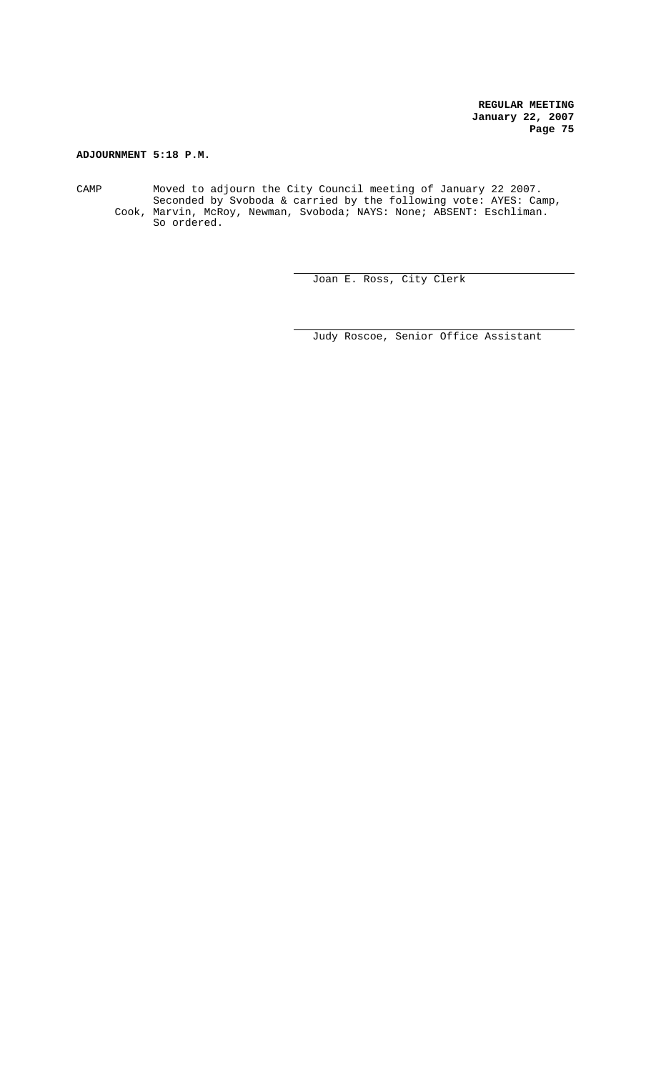**ADJOURNMENT 5:18 P.M.**

CAMP Moved to adjourn the City Council meeting of January 22 2007. Seconded by Svoboda & carried by the following vote: AYES: Camp, Cook, Marvin, McRoy, Newman, Svoboda; NAYS: None; ABSENT: Eschliman. So ordered.

Joan E. Ross, City Clerk

Judy Roscoe, Senior Office Assistant